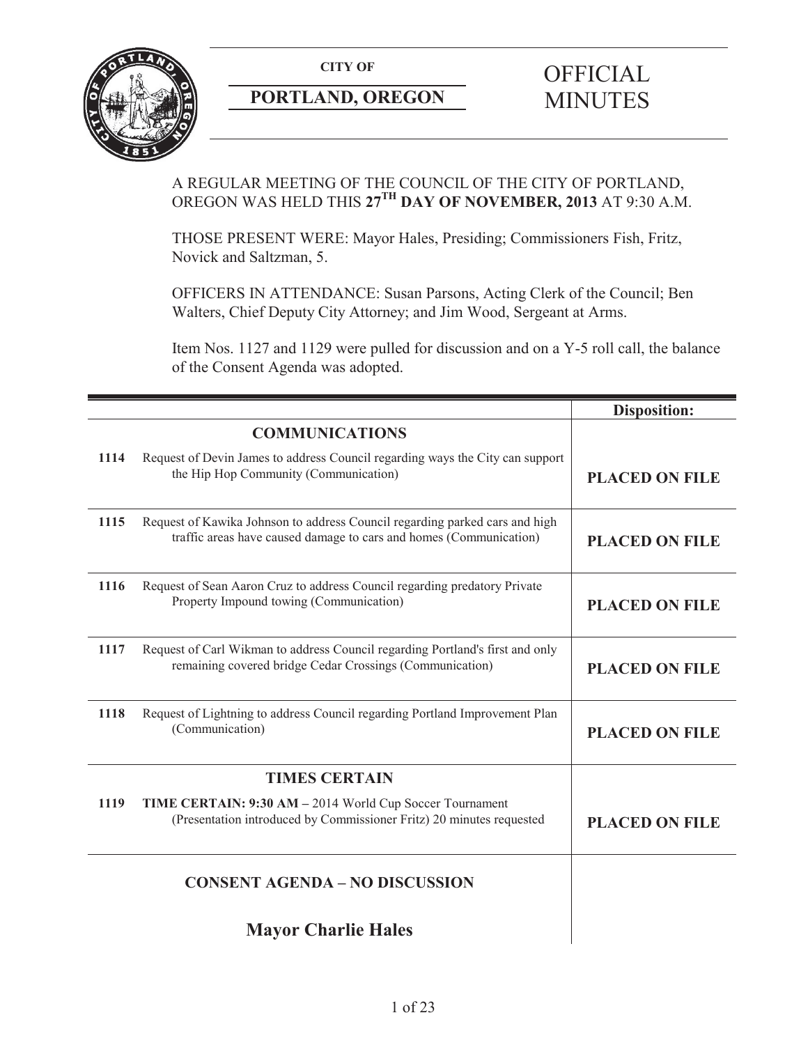**CITY OF**

**PORTLAND, OREGON**

# OFFICIAL MINUTES

A REGULAR MEETING OF THE COUNCIL OF THE CITY OF PORTLAND, OREGON WAS HELD THIS **27TH DAY OF NOVEMBER, 2013** AT 9:30 A.M.

THOSE PRESENT WERE: Mayor Hales, Presiding; Commissioners Fish, Fritz, Novick and Saltzman, 5.

OFFICERS IN ATTENDANCE: Susan Parsons, Acting Clerk of the Council; Ben Walters, Chief Deputy City Attorney; and Jim Wood, Sergeant at Arms.

Item Nos. 1127 and 1129 were pulled for discussion and on a Y-5 roll call, the balance of the Consent Agenda was adopted.

| | | **Disposition:** |
|---|---|---|
| | **COMMUNICATIONS** | |
| **1114** | Request of Devin James to address Council regarding ways the City can support the Hip Hop Community (Communication) | **PLACED ON FILE** |
| **1115** | Request of Kawika Johnson to address Council regarding parked cars and high traffic areas have caused damage to cars and homes (Communication) | **PLACED ON FILE** |
| **1116** | Request of Sean Aaron Cruz to address Council regarding predatory Private Property Impound towing (Communication) | **PLACED ON FILE** |
| **1117** | Request of Carl Wikman to address Council regarding Portland's first and only remaining covered bridge Cedar Crossings (Communication) | **PLACED ON FILE** |
| **1118** | Request of Lightning to address Council regarding Portland Improvement Plan (Communication) | **PLACED ON FILE** |
| | **TIMES CERTAIN** | |
| **1119** | **TIME CERTAIN: 9:30 AM –** 2014 World Cup Soccer Tournament (Presentation introduced by Commissioner Fritz) 20 minutes requested | **PLACED ON FILE** |
| | **CONSENT AGENDA – NO DISCUSSION** | |
| | **Mayor Charlie Hales** | |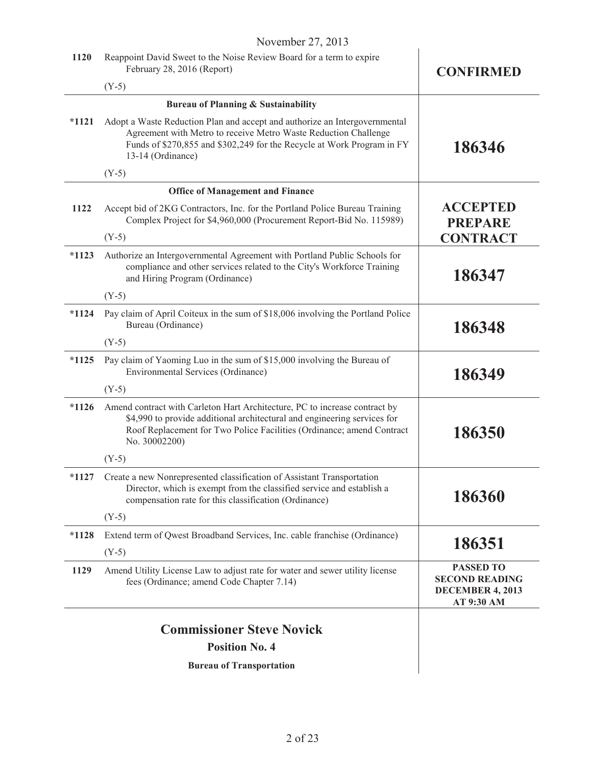| | | |
|---|---|---|
| 1120 | Reappoint David Sweet to the Noise Review Board for a term to expire February 28, 2016 (Report)<br><br>(Y-5) | **CONFIRMED** |
| | **Bureau of Planning & Sustainability** | |
| *1121 | Adopt a Waste Reduction Plan and accept and authorize an Intergovernmental Agreement with Metro to receive Metro Waste Reduction Challenge Funds of $270,855 and $302,249 for the Recycle at Work Program in FY 13-14 (Ordinance)<br><br>(Y-5) | **186346** |
| | **Office of Management and Finance** | |
| 1122 | Accept bid of 2KG Contractors, Inc. for the Portland Police Bureau Training Complex Project for $4,960,000 (Procurement Report-Bid No. 115989)<br><br>(Y-5) | **ACCEPTED PREPARE CONTRACT** |
| *1123 | Authorize an Intergovernmental Agreement with Portland Public Schools for compliance and other services related to the City's Workforce Training and Hiring Program (Ordinance)<br><br>(Y-5) | **186347** |
| *1124 | Pay claim of April Coiteux in the sum of $18,006 involving the Portland Police Bureau (Ordinance)<br><br>(Y-5) | **186348** |
| *1125 | Pay claim of Yaoming Luo in the sum of $15,000 involving the Bureau of Environmental Services (Ordinance)<br><br>(Y-5) | **186349** |
| *1126 | Amend contract with Carleton Hart Architecture, PC to increase contract by $4,990 to provide additional architectural and engineering services for Roof Replacement for Two Police Facilities (Ordinance; amend Contract No. 30002200)<br><br>(Y-5) | **186350** |
| *1127 | Create a new Nonrepresented classification of Assistant Transportation Director, which is exempt from the classified service and establish a compensation rate for this classification (Ordinance)<br><br>(Y-5) | **186360** |
| *1128 | Extend term of Qwest Broadband Services, Inc. cable franchise (Ordinance)<br><br>(Y-5) | **186351** |
| 1129 | Amend Utility License Law to adjust rate for water and sewer utility license fees (Ordinance; amend Code Chapter 7.14) | **PASSED TO SECOND READING DECEMBER 4, 2013 AT 9:30 AM** |

## Commissioner Steve Novick

### Position No. 4

**Bureau of Transportation**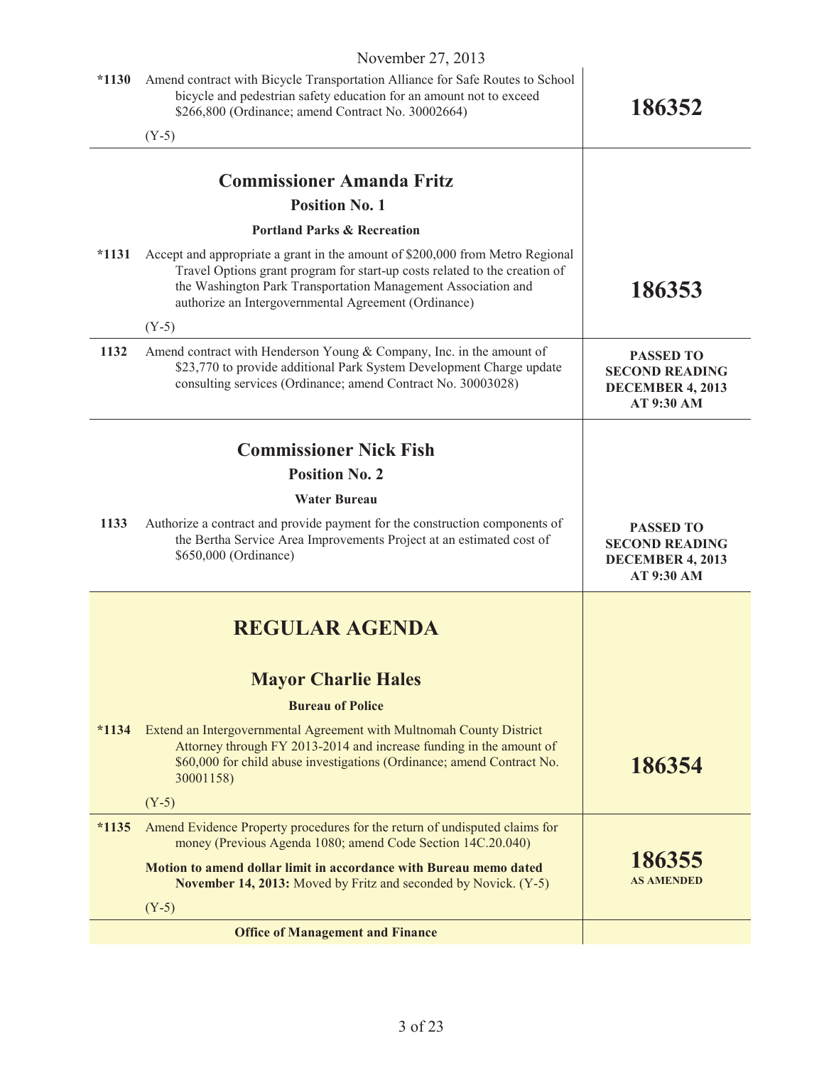| | | |
|---|---|---|
| *1130 | Amend contract with Bicycle Transportation Alliance for Safe Routes to School bicycle and pedestrian safety education for an amount not to exceed $266,800 (Ordinance; amend Contract No. 30002664)<br><br>(Y-5) | **186352** |
| | **Commissioner Amanda Fritz**<br>**Position No. 1**<br>**Portland Parks & Recreation** | |
| *1131 | Accept and appropriate a grant in the amount of $200,000 from Metro Regional Travel Options grant program for start-up costs related to the creation of the Washington Park Transportation Management Association and authorize an Intergovernmental Agreement (Ordinance)<br><br>(Y-5) | **186353** |
| 1132 | Amend contract with Henderson Young & Company, Inc. in the amount of $23,770 to provide additional Park System Development Charge update consulting services (Ordinance; amend Contract No. 30003028) | **PASSED TO SECOND READING DECEMBER 4, 2013 AT 9:30 AM** |
| | **Commissioner Nick Fish**<br>**Position No. 2**<br>**Water Bureau** | |
| 1133 | Authorize a contract and provide payment for the construction components of the Bertha Service Area Improvements Project at an estimated cost of $650,000 (Ordinance) | **PASSED TO SECOND READING DECEMBER 4, 2013 AT 9:30 AM** |
| | **REGULAR AGENDA**<br><br>**Mayor Charlie Hales**<br>**Bureau of Police** | |
| *1134 | Extend an Intergovernmental Agreement with Multnomah County District Attorney through FY 2013-2014 and increase funding in the amount of $60,000 for child abuse investigations (Ordinance; amend Contract No. 30001158)<br><br>(Y-5) | **186354** |
| *1135 | Amend Evidence Property procedures for the return of undisputed claims for money (Previous Agenda 1080; amend Code Section 14C.20.040)<br><br>**Motion to amend dollar limit in accordance with Bureau memo dated November 14, 2013:** Moved by Fritz and seconded by Novick. (Y-5)<br><br>(Y-5) | **186355 AS AMENDED** |
| | **Office of Management and Finance** | |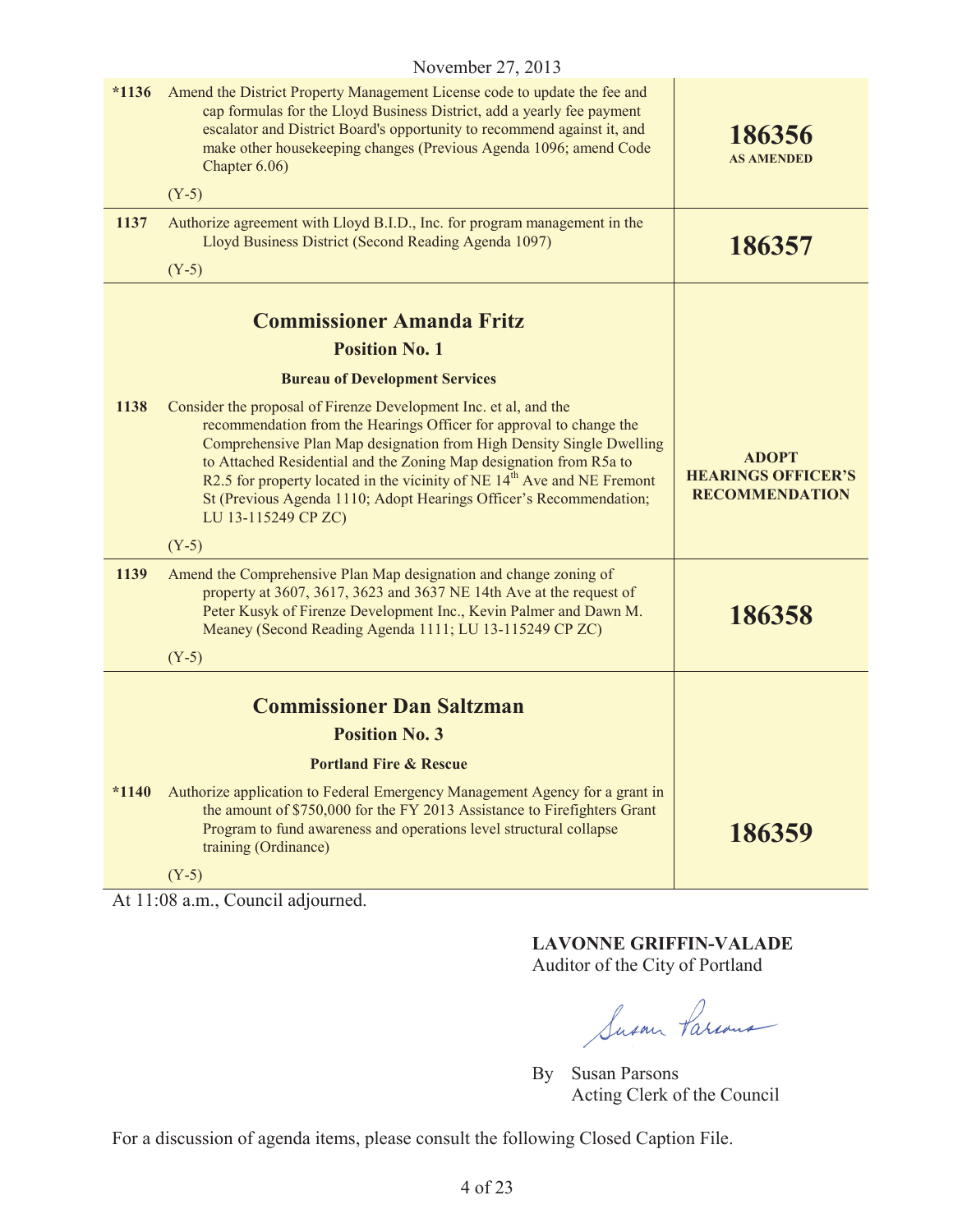November 27, 2013

| | | |
|---|---|---|
| *1136 | Amend the District Property Management License code to update the fee and cap formulas for the Lloyd Business District, add a yearly fee payment escalator and District Board's opportunity to recommend against it, and make other housekeeping changes (Previous Agenda 1096; amend Code Chapter 6.06)<br><br>(Y-5) | **186356**<br>**AS AMENDED** |
| 1137 | Authorize agreement with Lloyd B.I.D., Inc. for program management in the Lloyd Business District (Second Reading Agenda 1097)<br><br>(Y-5) | **186357** |

## Commissioner Amanda Fritz

### Position No. 1

**Bureau of Development Services**

| | | |
|---|---|---|
| 1138 | Consider the proposal of Firenze Development Inc. et al, and the recommendation from the Hearings Officer for approval to change the Comprehensive Plan Map designation from High Density Single Dwelling to Attached Residential and the Zoning Map designation from R5a to R2.5 for property located in the vicinity of NE 14th Ave and NE Fremont St (Previous Agenda 1110; Adopt Hearings Officer's Recommendation; LU 13-115249 CP ZC)<br><br>(Y-5) | **ADOPT HEARINGS OFFICER'S RECOMMENDATION** |
| 1139 | Amend the Comprehensive Plan Map designation and change zoning of property at 3607, 3617, 3623 and 3637 NE 14th Ave at the request of Peter Kusyk of Firenze Development Inc., Kevin Palmer and Dawn M. Meaney (Second Reading Agenda 1111; LU 13-115249 CP ZC)<br><br>(Y-5) | **186358** |

## Commissioner Dan Saltzman

### Position No. 3

**Portland Fire & Rescue**

| | | |
|---|---|---|
| *1140 | Authorize application to Federal Emergency Management Agency for a grant in the amount of $750,000 for the FY 2013 Assistance to Firefighters Grant Program to fund awareness and operations level structural collapse training (Ordinance)<br><br>(Y-5) | **186359** |

At 11:08 a.m., Council adjourned.

**LAVONNE GRIFFIN-VALADE**
Auditor of the City of Portland

By Susan Parsons
Acting Clerk of the Council

For a discussion of agenda items, please consult the following Closed Caption File.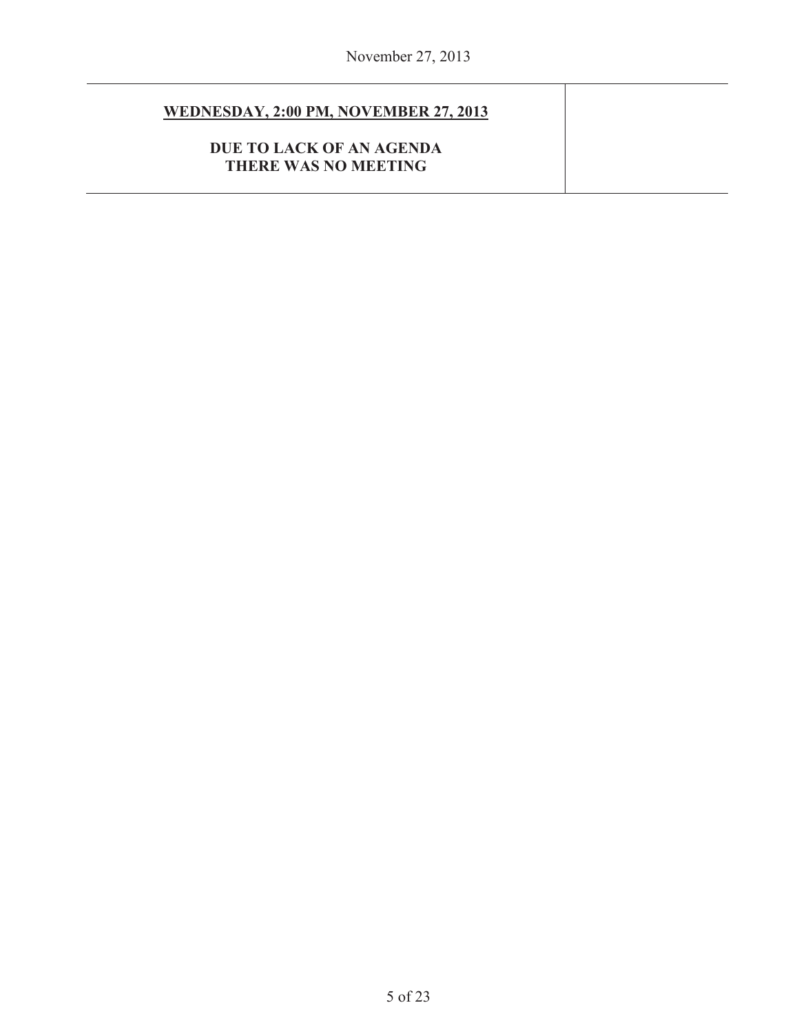**<u>WEDNESDAY, 2:00 PM, NOVEMBER 27, 2013</u>**

**DUE TO LACK OF AN AGENDA**
**THERE WAS NO MEETING**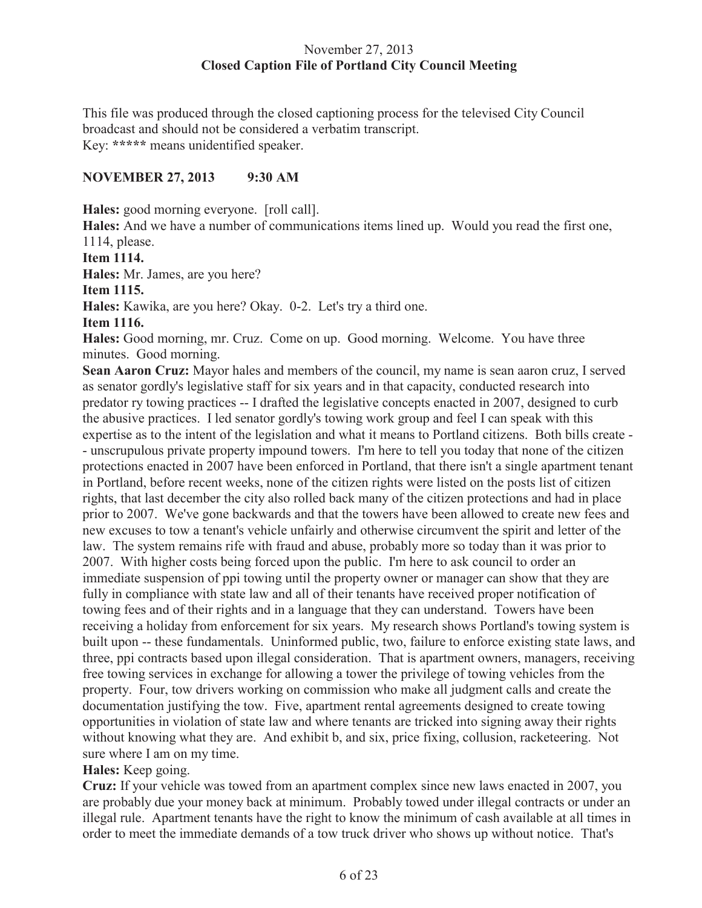November 27, 2013
**Closed Caption File of Portland City Council Meeting**

This file was produced through the closed captioning process for the televised City Council broadcast and should not be considered a verbatim transcript.
Key: ***** means unidentified speaker.

**NOVEMBER 27, 2013 9:30 AM**

**Hales:** good morning everyone. [roll call].
**Hales:** And we have a number of communications items lined up. Would you read the first one, 1114, please.
**Item 1114.**
**Hales:** Mr. James, are you here?
**Item 1115.**
**Hales:** Kawika, are you here? Okay. 0-2. Let's try a third one.
**Item 1116.**
**Hales:** Good morning, mr. Cruz. Come on up. Good morning. Welcome. You have three minutes. Good morning.
**Sean Aaron Cruz:** Mayor hales and members of the council, my name is sean aaron cruz, I served as senator gordly's legislative staff for six years and in that capacity, conducted research into predator ry towing practices -- I drafted the legislative concepts enacted in 2007, designed to curb the abusive practices. I led senator gordly's towing work group and feel I can speak with this expertise as to the intent of the legislation and what it means to Portland citizens. Both bills create -- unscrupulous private property impound towers. I'm here to tell you today that none of the citizen protections enacted in 2007 have been enforced in Portland, that there isn't a single apartment tenant in Portland, before recent weeks, none of the citizen rights were listed on the posts list of citizen rights, that last december the city also rolled back many of the citizen protections and had in place prior to 2007. We've gone backwards and that the towers have been allowed to create new fees and new excuses to tow a tenant's vehicle unfairly and otherwise circumvent the spirit and letter of the law. The system remains rife with fraud and abuse, probably more so today than it was prior to 2007. With higher costs being forced upon the public. I'm here to ask council to order an immediate suspension of ppi towing until the property owner or manager can show that they are fully in compliance with state law and all of their tenants have received proper notification of towing fees and of their rights and in a language that they can understand. Towers have been receiving a holiday from enforcement for six years. My research shows Portland's towing system is built upon -- these fundamentals. Uninformed public, two, failure to enforce existing state laws, and three, ppi contracts based upon illegal consideration. That is apartment owners, managers, receiving free towing services in exchange for allowing a tower the privilege of towing vehicles from the property. Four, tow drivers working on commission who make all judgment calls and create the documentation justifying the tow. Five, apartment rental agreements designed to create towing opportunities in violation of state law and where tenants are tricked into signing away their rights without knowing what they are. And exhibit b, and six, price fixing, collusion, racketeering. Not sure where I am on my time.
**Hales:** Keep going.
**Cruz:** If your vehicle was towed from an apartment complex since new laws enacted in 2007, you are probably due your money back at minimum. Probably towed under illegal contracts or under an illegal rule. Apartment tenants have the right to know the minimum of cash available at all times in order to meet the immediate demands of a tow truck driver who shows up without notice. That's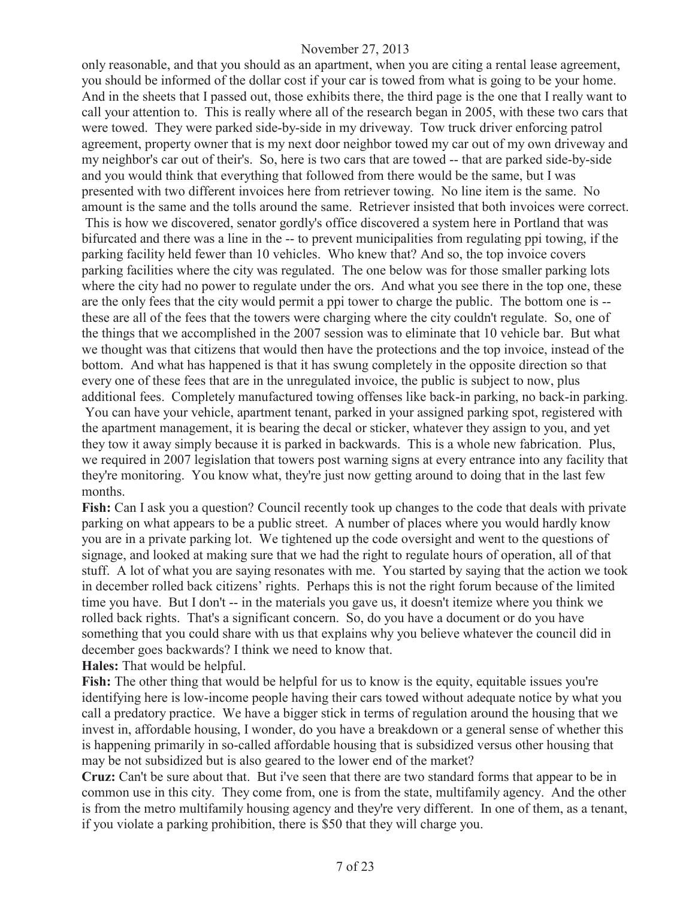only reasonable, and that you should as an apartment, when you are citing a rental lease agreement, you should be informed of the dollar cost if your car is towed from what is going to be your home. And in the sheets that I passed out, those exhibits there, the third page is the one that I really want to call your attention to. This is really where all of the research began in 2005, with these two cars that were towed. They were parked side-by-side in my driveway. Tow truck driver enforcing patrol agreement, property owner that is my next door neighbor towed my car out of my own driveway and my neighbor's car out of their's. So, here is two cars that are towed -- that are parked side-by-side and you would think that everything that followed from there would be the same, but I was presented with two different invoices here from retriever towing. No line item is the same. No amount is the same and the tolls around the same. Retriever insisted that both invoices were correct. This is how we discovered, senator gordly's office discovered a system here in Portland that was bifurcated and there was a line in the -- to prevent municipalities from regulating ppi towing, if the parking facility held fewer than 10 vehicles. Who knew that? And so, the top invoice covers parking facilities where the city was regulated. The one below was for those smaller parking lots where the city had no power to regulate under the ors. And what you see there in the top one, these are the only fees that the city would permit a ppi tower to charge the public. The bottom one is -- these are all of the fees that the towers were charging where the city couldn't regulate. So, one of the things that we accomplished in the 2007 session was to eliminate that 10 vehicle bar. But what we thought was that citizens that would then have the protections and the top invoice, instead of the bottom. And what has happened is that it has swung completely in the opposite direction so that every one of these fees that are in the unregulated invoice, the public is subject to now, plus additional fees. Completely manufactured towing offenses like back-in parking, no back-in parking. You can have your vehicle, apartment tenant, parked in your assigned parking spot, registered with the apartment management, it is bearing the decal or sticker, whatever they assign to you, and yet they tow it away simply because it is parked in backwards. This is a whole new fabrication. Plus, we required in 2007 legislation that towers post warning signs at every entrance into any facility that they're monitoring. You know what, they're just now getting around to doing that in the last few months.

**Fish:** Can I ask you a question? Council recently took up changes to the code that deals with private parking on what appears to be a public street. A number of places where you would hardly know you are in a private parking lot. We tightened up the code oversight and went to the questions of signage, and looked at making sure that we had the right to regulate hours of operation, all of that stuff. A lot of what you are saying resonates with me. You started by saying that the action we took in december rolled back citizens' rights. Perhaps this is not the right forum because of the limited time you have. But I don't -- in the materials you gave us, it doesn't itemize where you think we rolled back rights. That's a significant concern. So, do you have a document or do you have something that you could share with us that explains why you believe whatever the council did in december goes backwards? I think we need to know that.

**Hales:** That would be helpful.

**Fish:** The other thing that would be helpful for us to know is the equity, equitable issues you're identifying here is low-income people having their cars towed without adequate notice by what you call a predatory practice. We have a bigger stick in terms of regulation around the housing that we invest in, affordable housing, I wonder, do you have a breakdown or a general sense of whether this is happening primarily in so-called affordable housing that is subsidized versus other housing that may be not subsidized but is also geared to the lower end of the market?

**Cruz:** Can't be sure about that. But i've seen that there are two standard forms that appear to be in common use in this city. They come from, one is from the state, multifamily agency. And the other is from the metro multifamily housing agency and they're very different. In one of them, as a tenant, if you violate a parking prohibition, there is $50 that they will charge you.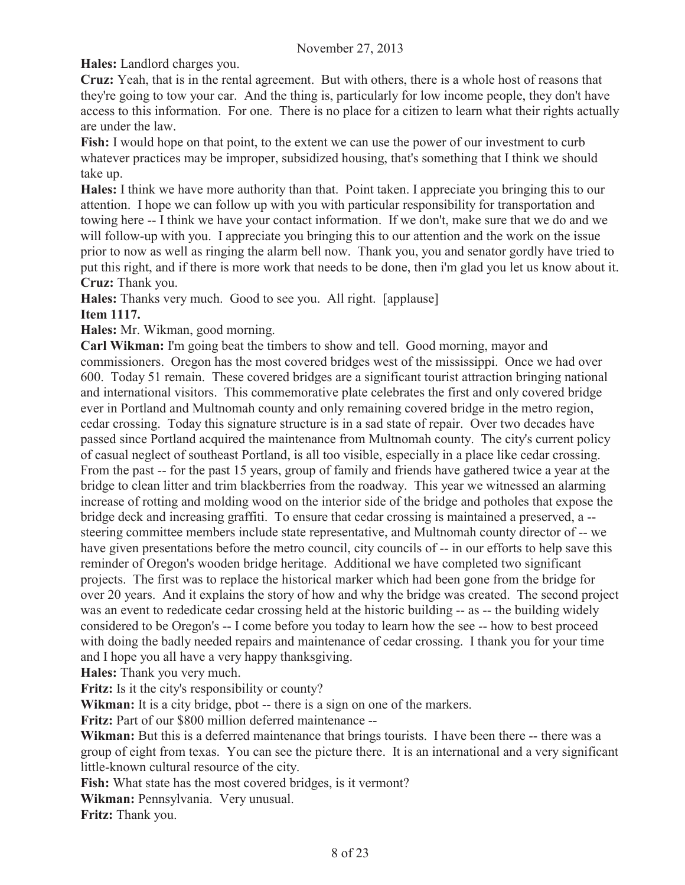**Hales:** Landlord charges you.

**Cruz:** Yeah, that is in the rental agreement. But with others, there is a whole host of reasons that they're going to tow your car. And the thing is, particularly for low income people, they don't have access to this information. For one. There is no place for a citizen to learn what their rights actually are under the law.

**Fish:** I would hope on that point, to the extent we can use the power of our investment to curb whatever practices may be improper, subsidized housing, that's something that I think we should take up.

**Hales:** I think we have more authority than that. Point taken. I appreciate you bringing this to our attention. I hope we can follow up with you with particular responsibility for transportation and towing here -- I think we have your contact information. If we don't, make sure that we do and we will follow-up with you. I appreciate you bringing this to our attention and the work on the issue prior to now as well as ringing the alarm bell now. Thank you, you and senator gordly have tried to put this right, and if there is more work that needs to be done, then i'm glad you let us know about it.

**Cruz:** Thank you.

**Hales:** Thanks very much. Good to see you. All right. [applause]

**Item 1117.**

**Hales:** Mr. Wikman, good morning.

**Carl Wikman:** I'm going beat the timbers to show and tell. Good morning, mayor and commissioners. Oregon has the most covered bridges west of the mississippi. Once we had over 600. Today 51 remain. These covered bridges are a significant tourist attraction bringing national and international visitors. This commemorative plate celebrates the first and only covered bridge ever in Portland and Multnomah county and only remaining covered bridge in the metro region, cedar crossing. Today this signature structure is in a sad state of repair. Over two decades have passed since Portland acquired the maintenance from Multnomah county. The city's current policy of casual neglect of southeast Portland, is all too visible, especially in a place like cedar crossing. From the past -- for the past 15 years, group of family and friends have gathered twice a year at the bridge to clean litter and trim blackberries from the roadway. This year we witnessed an alarming increase of rotting and molding wood on the interior side of the bridge and potholes that expose the bridge deck and increasing graffiti. To ensure that cedar crossing is maintained a preserved, a -- steering committee members include state representative, and Multnomah county director of -- we have given presentations before the metro council, city councils of -- in our efforts to help save this reminder of Oregon's wooden bridge heritage. Additional we have completed two significant projects. The first was to replace the historical marker which had been gone from the bridge for over 20 years. And it explains the story of how and why the bridge was created. The second project was an event to rededicate cedar crossing held at the historic building -- as -- the building widely considered to be Oregon's -- I come before you today to learn how the see -- how to best proceed with doing the badly needed repairs and maintenance of cedar crossing. I thank you for your time and I hope you all have a very happy thanksgiving.

**Hales:** Thank you very much.

**Fritz:** Is it the city's responsibility or county?

**Wikman:** It is a city bridge, pbot -- there is a sign on one of the markers.

**Fritz:** Part of our $800 million deferred maintenance --

**Wikman:** But this is a deferred maintenance that brings tourists. I have been there -- there was a group of eight from texas. You can see the picture there. It is an international and a very significant little-known cultural resource of the city.

**Fish:** What state has the most covered bridges, is it vermont?

**Wikman:** Pennsylvania. Very unusual.

**Fritz:** Thank you.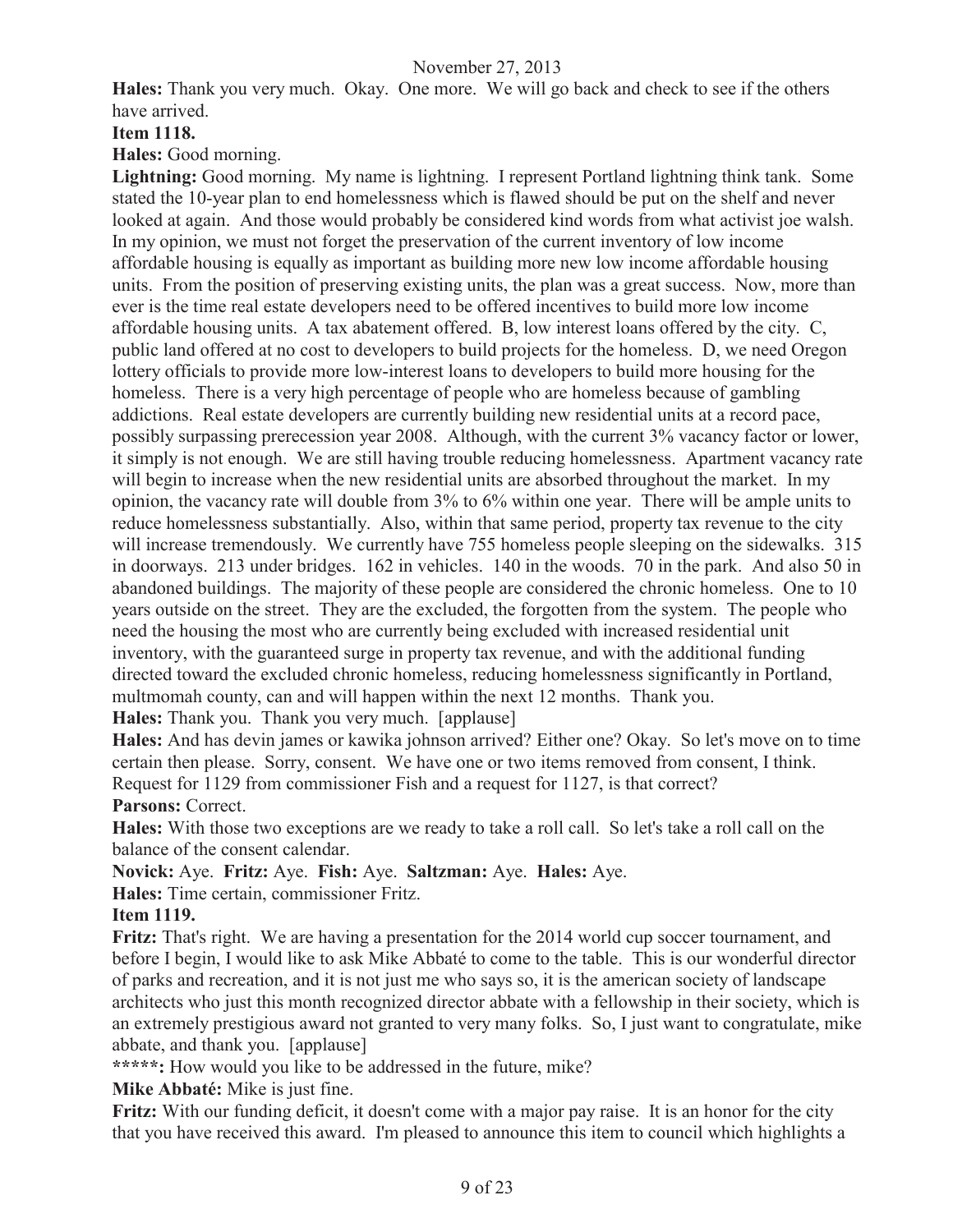**Hales:** Thank you very much. Okay. One more. We will go back and check to see if the others have arrived.

**Item 1118.**

**Hales:** Good morning.

**Lightning:** Good morning. My name is lightning. I represent Portland lightning think tank. Some stated the 10-year plan to end homelessness which is flawed should be put on the shelf and never looked at again. And those would probably be considered kind words from what activist joe walsh. In my opinion, we must not forget the preservation of the current inventory of low income affordable housing is equally as important as building more new low income affordable housing units. From the position of preserving existing units, the plan was a great success. Now, more than ever is the time real estate developers need to be offered incentives to build more low income affordable housing units. A tax abatement offered. B, low interest loans offered by the city. C, public land offered at no cost to developers to build projects for the homeless. D, we need Oregon lottery officials to provide more low-interest loans to developers to build more housing for the homeless. There is a very high percentage of people who are homeless because of gambling addictions. Real estate developers are currently building new residential units at a record pace, possibly surpassing prerecession year 2008. Although, with the current 3% vacancy factor or lower, it simply is not enough. We are still having trouble reducing homelessness. Apartment vacancy rate will begin to increase when the new residential units are absorbed throughout the market. In my opinion, the vacancy rate will double from 3% to 6% within one year. There will be ample units to reduce homelessness substantially. Also, within that same period, property tax revenue to the city will increase tremendously. We currently have 755 homeless people sleeping on the sidewalks. 315 in doorways. 213 under bridges. 162 in vehicles. 140 in the woods. 70 in the park. And also 50 in abandoned buildings. The majority of these people are considered the chronic homeless. One to 10 years outside on the street. They are the excluded, the forgotten from the system. The people who need the housing the most who are currently being excluded with increased residential unit inventory, with the guaranteed surge in property tax revenue, and with the additional funding directed toward the excluded chronic homeless, reducing homelessness significantly in Portland, multmomah county, can and will happen within the next 12 months. Thank you.

**Hales:** Thank you. Thank you very much. [applause]

**Hales:** And has devin james or kawika johnson arrived? Either one? Okay. So let's move on to time certain then please. Sorry, consent. We have one or two items removed from consent, I think. Request for 1129 from commissioner Fish and a request for 1127, is that correct?

**Parsons:** Correct.

**Hales:** With those two exceptions are we ready to take a roll call. So let's take a roll call on the balance of the consent calendar.

**Novick:** Aye. **Fritz:** Aye. **Fish:** Aye. **Saltzman:** Aye. **Hales:** Aye.

**Hales:** Time certain, commissioner Fritz.

**Item 1119.**

**Fritz:** That's right. We are having a presentation for the 2014 world cup soccer tournament, and before I begin, I would like to ask Mike Abbaté to come to the table. This is our wonderful director of parks and recreation, and it is not just me who says so, it is the american society of landscape architects who just this month recognized director abbate with a fellowship in their society, which is an extremely prestigious award not granted to very many folks. So, I just want to congratulate, mike abbate, and thank you. [applause]

**\*\*\*\*\*:** How would you like to be addressed in the future, mike?

**Mike Abbaté:** Mike is just fine.

**Fritz:** With our funding deficit, it doesn't come with a major pay raise. It is an honor for the city that you have received this award. I'm pleased to announce this item to council which highlights a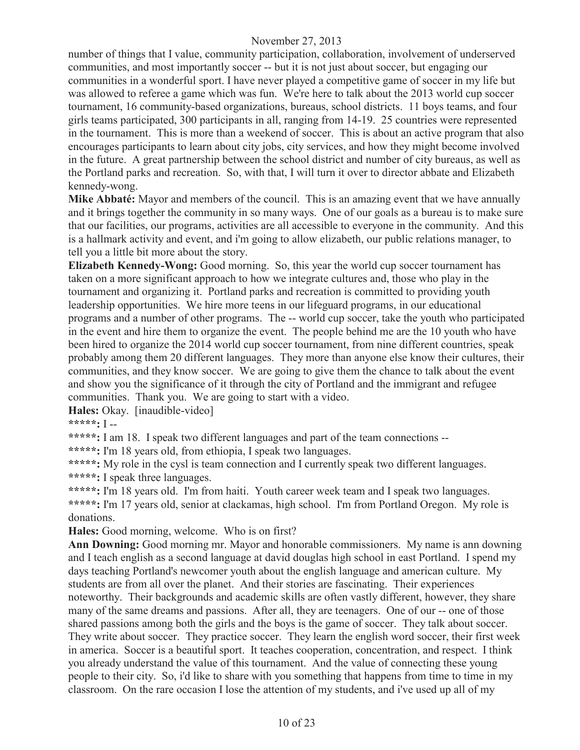number of things that I value, community participation, collaboration, involvement of underserved communities, and most importantly soccer -- but it is not just about soccer, but engaging our communities in a wonderful sport. I have never played a competitive game of soccer in my life but was allowed to referee a game which was fun. We're here to talk about the 2013 world cup soccer tournament, 16 community-based organizations, bureaus, school districts. 11 boys teams, and four girls teams participated, 300 participants in all, ranging from 14-19. 25 countries were represented in the tournament. This is more than a weekend of soccer. This is about an active program that also encourages participants to learn about city jobs, city services, and how they might become involved in the future. A great partnership between the school district and number of city bureaus, as well as the Portland parks and recreation. So, with that, I will turn it over to director abbate and Elizabeth kennedy-wong.

**Mike Abbaté:** Mayor and members of the council. This is an amazing event that we have annually and it brings together the community in so many ways. One of our goals as a bureau is to make sure that our facilities, our programs, activities are all accessible to everyone in the community. And this is a hallmark activity and event, and i'm going to allow elizabeth, our public relations manager, to tell you a little bit more about the story.

**Elizabeth Kennedy-Wong:** Good morning. So, this year the world cup soccer tournament has taken on a more significant approach to how we integrate cultures and, those who play in the tournament and organizing it. Portland parks and recreation is committed to providing youth leadership opportunities. We hire more teens in our lifeguard programs, in our educational programs and a number of other programs. The -- world cup soccer, take the youth who participated in the event and hire them to organize the event. The people behind me are the 10 youth who have been hired to organize the 2014 world cup soccer tournament, from nine different countries, speak probably among them 20 different languages. They more than anyone else know their cultures, their communities, and they know soccer. We are going to give them the chance to talk about the event and show you the significance of it through the city of Portland and the immigrant and refugee communities. Thank you. We are going to start with a video.

**Hales:** Okay. [inaudible-video]

**\*\*\*\*\*:** I --

**\*\*\*\*\*:** I am 18. I speak two different languages and part of the team connections --

**\*\*\*\*\*:** I'm 18 years old, from ethiopia, I speak two languages.

**\*\*\*\*\*:** My role in the cysl is team connection and I currently speak two different languages.

**\*\*\*\*\*:** I speak three languages.

**\*\*\*\*\*:** I'm 18 years old. I'm from haiti. Youth career week team and I speak two languages.

**\*\*\*\*\*:** I'm 17 years old, senior at clackamas, high school. I'm from Portland Oregon. My role is donations.

**Hales:** Good morning, welcome. Who is on first?

**Ann Downing:** Good morning mr. Mayor and honorable commissioners. My name is ann downing and I teach english as a second language at david douglas high school in east Portland. I spend my days teaching Portland's newcomer youth about the english language and american culture. My students are from all over the planet. And their stories are fascinating. Their experiences noteworthy. Their backgrounds and academic skills are often vastly different, however, they share many of the same dreams and passions. After all, they are teenagers. One of our -- one of those shared passions among both the girls and the boys is the game of soccer. They talk about soccer. They write about soccer. They practice soccer. They learn the english word soccer, their first week in america. Soccer is a beautiful sport. It teaches cooperation, concentration, and respect. I think you already understand the value of this tournament. And the value of connecting these young people to their city. So, i'd like to share with you something that happens from time to time in my classroom. On the rare occasion I lose the attention of my students, and i've used up all of my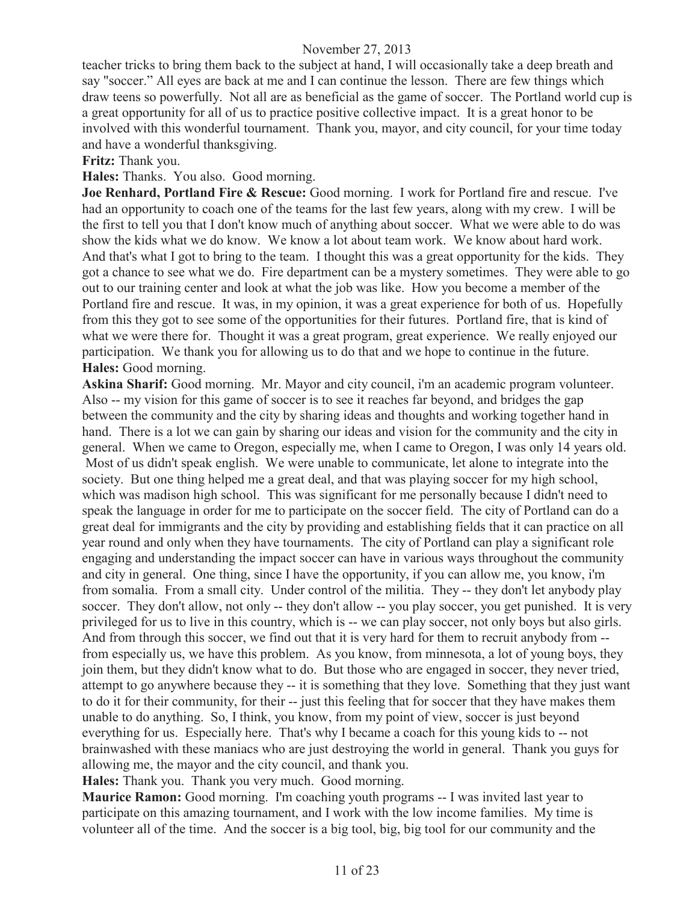teacher tricks to bring them back to the subject at hand, I will occasionally take a deep breath and say "soccer." All eyes are back at me and I can continue the lesson. There are few things which draw teens so powerfully. Not all are as beneficial as the game of soccer. The Portland world cup is a great opportunity for all of us to practice positive collective impact. It is a great honor to be involved with this wonderful tournament. Thank you, mayor, and city council, for your time today and have a wonderful thanksgiving.

**Fritz:** Thank you.

**Hales:** Thanks. You also. Good morning.

**Joe Renhard, Portland Fire & Rescue:** Good morning. I work for Portland fire and rescue. I've had an opportunity to coach one of the teams for the last few years, along with my crew. I will be the first to tell you that I don't know much of anything about soccer. What we were able to do was show the kids what we do know. We know a lot about team work. We know about hard work. And that's what I got to bring to the team. I thought this was a great opportunity for the kids. They got a chance to see what we do. Fire department can be a mystery sometimes. They were able to go out to our training center and look at what the job was like. How you become a member of the Portland fire and rescue. It was, in my opinion, it was a great experience for both of us. Hopefully from this they got to see some of the opportunities for their futures. Portland fire, that is kind of what we were there for. Thought it was a great program, great experience. We really enjoyed our participation. We thank you for allowing us to do that and we hope to continue in the future.

**Hales:** Good morning.

**Askina Sharif:** Good morning. Mr. Mayor and city council, i'm an academic program volunteer. Also -- my vision for this game of soccer is to see it reaches far beyond, and bridges the gap between the community and the city by sharing ideas and thoughts and working together hand in hand. There is a lot we can gain by sharing our ideas and vision for the community and the city in general. When we came to Oregon, especially me, when I came to Oregon, I was only 14 years old. Most of us didn't speak english. We were unable to communicate, let alone to integrate into the society. But one thing helped me a great deal, and that was playing soccer for my high school, which was madison high school. This was significant for me personally because I didn't need to speak the language in order for me to participate on the soccer field. The city of Portland can do a great deal for immigrants and the city by providing and establishing fields that it can practice on all year round and only when they have tournaments. The city of Portland can play a significant role engaging and understanding the impact soccer can have in various ways throughout the community and city in general. One thing, since I have the opportunity, if you can allow me, you know, i'm from somalia. From a small city. Under control of the militia. They -- they don't let anybody play soccer. They don't allow, not only -- they don't allow -- you play soccer, you get punished. It is very privileged for us to live in this country, which is -- we can play soccer, not only boys but also girls. And from through this soccer, we find out that it is very hard for them to recruit anybody from -- from especially us, we have this problem. As you know, from minnesota, a lot of young boys, they join them, but they didn't know what to do. But those who are engaged in soccer, they never tried, attempt to go anywhere because they -- it is something that they love. Something that they just want to do it for their community, for their -- just this feeling that for soccer that they have makes them unable to do anything. So, I think, you know, from my point of view, soccer is just beyond everything for us. Especially here. That's why I became a coach for this young kids to -- not brainwashed with these maniacs who are just destroying the world in general. Thank you guys for allowing me, the mayor and the city council, and thank you.

**Hales:** Thank you. Thank you very much. Good morning.

**Maurice Ramon:** Good morning. I'm coaching youth programs -- I was invited last year to participate on this amazing tournament, and I work with the low income families. My time is volunteer all of the time. And the soccer is a big tool, big, big tool for our community and the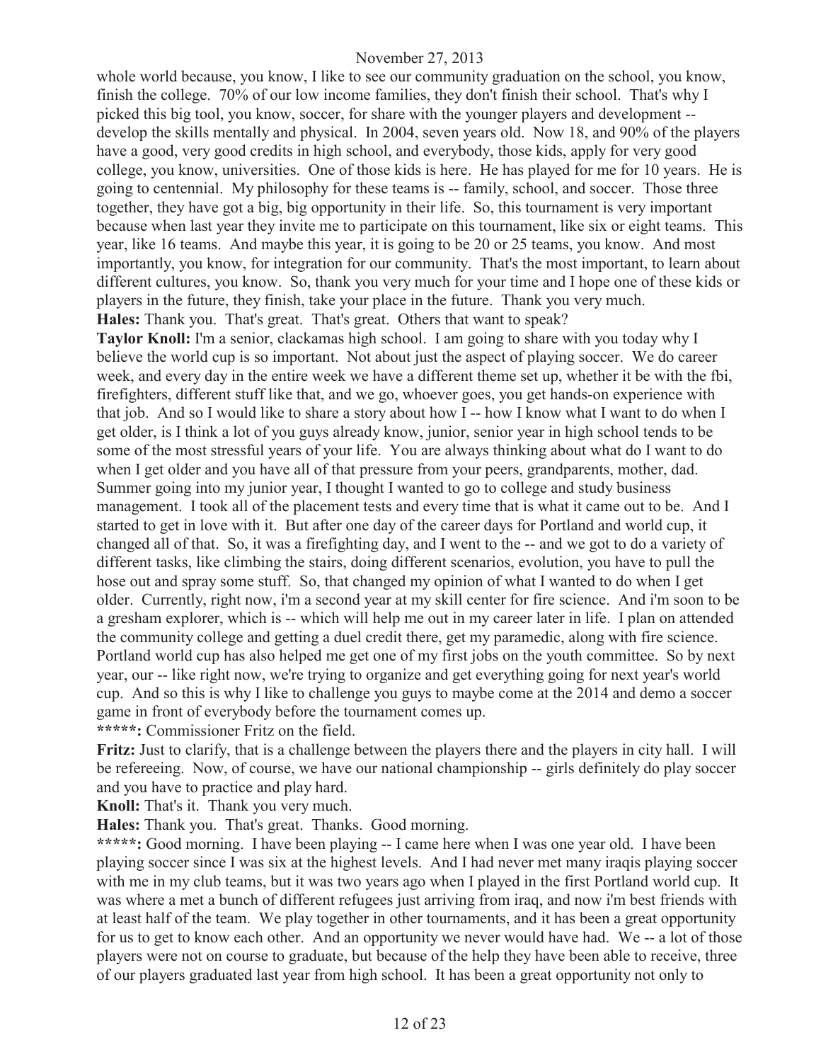whole world because, you know, I like to see our community graduation on the school, you know, finish the college. 70% of our low income families, they don't finish their school. That's why I picked this big tool, you know, soccer, for share with the younger players and development -- develop the skills mentally and physical. In 2004, seven years old. Now 18, and 90% of the players have a good, very good credits in high school, and everybody, those kids, apply for very good college, you know, universities. One of those kids is here. He has played for me for 10 years. He is going to centennial. My philosophy for these teams is -- family, school, and soccer. Those three together, they have got a big, big opportunity in their life. So, this tournament is very important because when last year they invite me to participate on this tournament, like six or eight teams. This year, like 16 teams. And maybe this year, it is going to be 20 or 25 teams, you know. And most importantly, you know, for integration for our community. That's the most important, to learn about different cultures, you know. So, thank you very much for your time and I hope one of these kids or players in the future, they finish, take your place in the future. Thank you very much.

**Hales:** Thank you. That's great. That's great. Others that want to speak?

**Taylor Knoll:** I'm a senior, clackamas high school. I am going to share with you today why I believe the world cup is so important. Not about just the aspect of playing soccer. We do career week, and every day in the entire week we have a different theme set up, whether it be with the fbi, firefighters, different stuff like that, and we go, whoever goes, you get hands-on experience with that job. And so I would like to share a story about how I -- how I know what I want to do when I get older, is I think a lot of you guys already know, junior, senior year in high school tends to be some of the most stressful years of your life. You are always thinking about what do I want to do when I get older and you have all of that pressure from your peers, grandparents, mother, dad. Summer going into my junior year, I thought I wanted to go to college and study business management. I took all of the placement tests and every time that is what it came out to be. And I started to get in love with it. But after one day of the career days for Portland and world cup, it changed all of that. So, it was a firefighting day, and I went to the -- and we got to do a variety of different tasks, like climbing the stairs, doing different scenarios, evolution, you have to pull the hose out and spray some stuff. So, that changed my opinion of what I wanted to do when I get older. Currently, right now, i'm a second year at my skill center for fire science. And i'm soon to be a gresham explorer, which is -- which will help me out in my career later in life. I plan on attended the community college and getting a duel credit there, get my paramedic, along with fire science. Portland world cup has also helped me get one of my first jobs on the youth committee. So by next year, our -- like right now, we're trying to organize and get everything going for next year's world cup. And so this is why I like to challenge you guys to maybe come at the 2014 and demo a soccer game in front of everybody before the tournament comes up.

**\*\*\*\*\*:** Commissioner Fritz on the field.

**Fritz:** Just to clarify, that is a challenge between the players there and the players in city hall. I will be refereeing. Now, of course, we have our national championship -- girls definitely do play soccer and you have to practice and play hard.

**Knoll:** That's it. Thank you very much.

**Hales:** Thank you. That's great. Thanks. Good morning.

**\*\*\*\*\*:** Good morning. I have been playing -- I came here when I was one year old. I have been playing soccer since I was six at the highest levels. And I had never met many iraqis playing soccer with me in my club teams, but it was two years ago when I played in the first Portland world cup. It was where a met a bunch of different refugees just arriving from iraq, and now i'm best friends with at least half of the team. We play together in other tournaments, and it has been a great opportunity for us to get to know each other. And an opportunity we never would have had. We -- a lot of those players were not on course to graduate, but because of the help they have been able to receive, three of our players graduated last year from high school. It has been a great opportunity not only to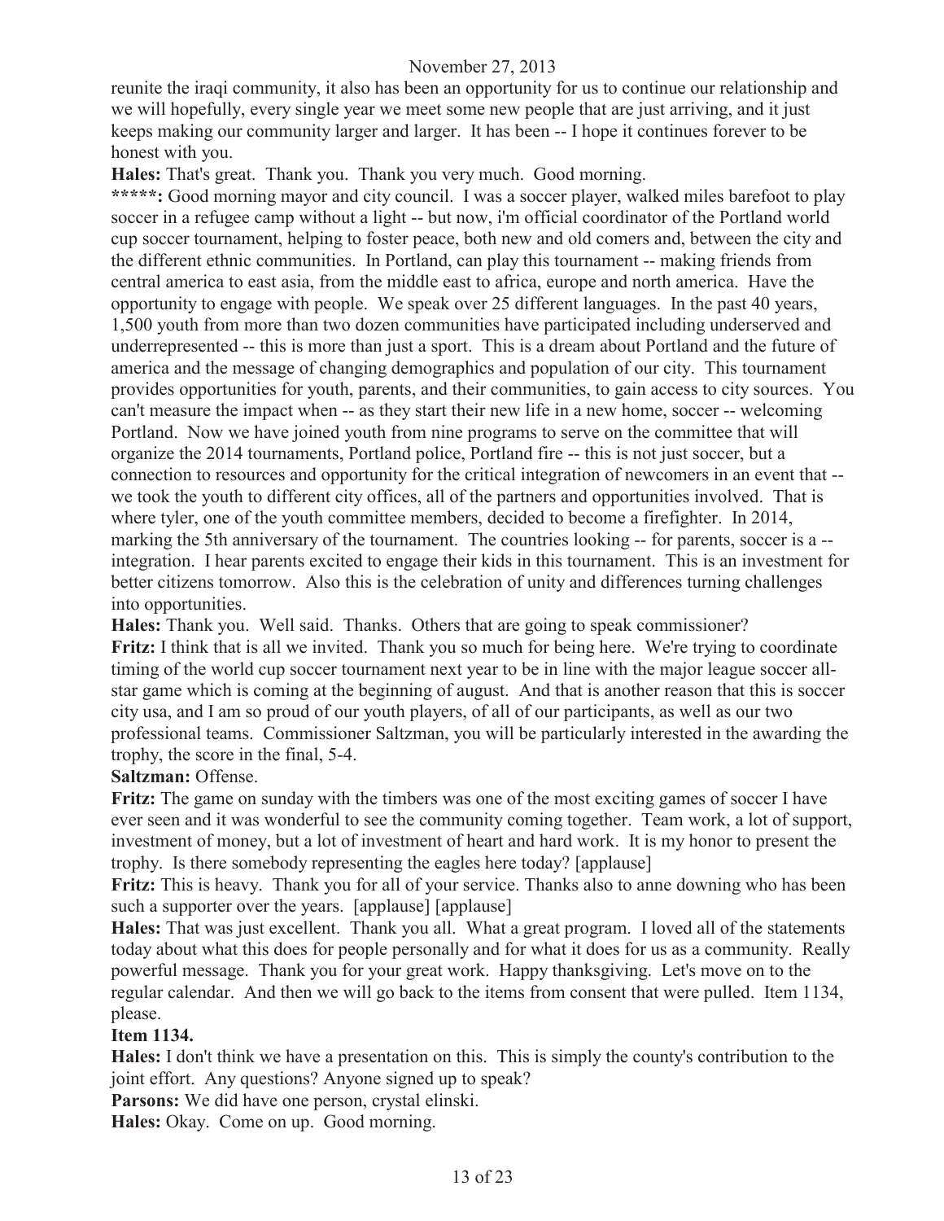reunite the iraqi community, it also has been an opportunity for us to continue our relationship and we will hopefully, every single year we meet some new people that are just arriving, and it just keeps making our community larger and larger. It has been -- I hope it continues forever to be honest with you.

**Hales:** That's great. Thank you. Thank you very much. Good morning.

*****: Good morning mayor and city council. I was a soccer player, walked miles barefoot to play soccer in a refugee camp without a light -- but now, i'm official coordinator of the Portland world cup soccer tournament, helping to foster peace, both new and old comers and, between the city and the different ethnic communities. In Portland, can play this tournament -- making friends from central america to east asia, from the middle east to africa, europe and north america. Have the opportunity to engage with people. We speak over 25 different languages. In the past 40 years, 1,500 youth from more than two dozen communities have participated including underserved and underrepresented -- this is more than just a sport. This is a dream about Portland and the future of america and the message of changing demographics and population of our city. This tournament provides opportunities for youth, parents, and their communities, to gain access to city sources. You can't measure the impact when -- as they start their new life in a new home, soccer -- welcoming Portland. Now we have joined youth from nine programs to serve on the committee that will organize the 2014 tournaments, Portland police, Portland fire -- this is not just soccer, but a connection to resources and opportunity for the critical integration of newcomers in an event that -- we took the youth to different city offices, all of the partners and opportunities involved. That is where tyler, one of the youth committee members, decided to become a firefighter. In 2014, marking the 5th anniversary of the tournament. The countries looking -- for parents, soccer is a -- integration. I hear parents excited to engage their kids in this tournament. This is an investment for better citizens tomorrow. Also this is the celebration of unity and differences turning challenges into opportunities.

**Hales:** Thank you. Well said. Thanks. Others that are going to speak commissioner?

**Fritz:** I think that is all we invited. Thank you so much for being here. We're trying to coordinate timing of the world cup soccer tournament next year to be in line with the major league soccer all-star game which is coming at the beginning of august. And that is another reason that this is soccer city usa, and I am so proud of our youth players, of all of our participants, as well as our two professional teams. Commissioner Saltzman, you will be particularly interested in the awarding the trophy, the score in the final, 5-4.

**Saltzman:** Offense.

**Fritz:** The game on sunday with the timbers was one of the most exciting games of soccer I have ever seen and it was wonderful to see the community coming together. Team work, a lot of support, investment of money, but a lot of investment of heart and hard work. It is my honor to present the trophy. Is there somebody representing the eagles here today? [applause]

**Fritz:** This is heavy. Thank you for all of your service. Thanks also to anne downing who has been such a supporter over the years. [applause] [applause]

**Hales:** That was just excellent. Thank you all. What a great program. I loved all of the statements today about what this does for people personally and for what it does for us as a community. Really powerful message. Thank you for your great work. Happy thanksgiving. Let's move on to the regular calendar. And then we will go back to the items from consent that were pulled. Item 1134, please.

**Item 1134.**

**Hales:** I don't think we have a presentation on this. This is simply the county's contribution to the joint effort. Any questions? Anyone signed up to speak?

**Parsons:** We did have one person, crystal elinski.

**Hales:** Okay. Come on up. Good morning.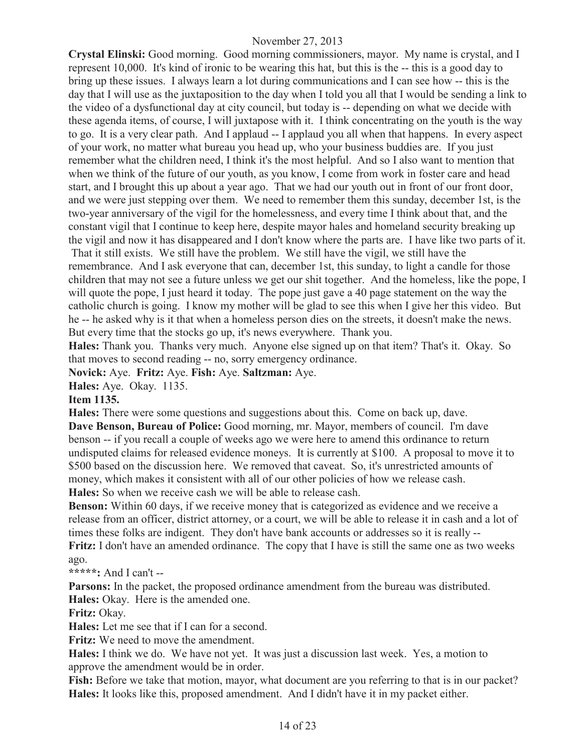**Crystal Elinski:** Good morning. Good morning commissioners, mayor. My name is crystal, and I represent 10,000. It's kind of ironic to be wearing this hat, but this is the -- this is a good day to bring up these issues. I always learn a lot during communications and I can see how -- this is the day that I will use as the juxtaposition to the day when I told you all that I would be sending a link to the video of a dysfunctional day at city council, but today is -- depending on what we decide with these agenda items, of course, I will juxtapose with it. I think concentrating on the youth is the way to go. It is a very clear path. And I applaud -- I applaud you all when that happens. In every aspect of your work, no matter what bureau you head up, who your business buddies are. If you just remember what the children need, I think it's the most helpful. And so I also want to mention that when we think of the future of our youth, as you know, I come from work in foster care and head start, and I brought this up about a year ago. That we had our youth out in front of our front door, and we were just stepping over them. We need to remember them this sunday, december 1st, is the two-year anniversary of the vigil for the homelessness, and every time I think about that, and the constant vigil that I continue to keep here, despite mayor hales and homeland security breaking up the vigil and now it has disappeared and I don't know where the parts are. I have like two parts of it. That it still exists. We still have the problem. We still have the vigil, we still have the remembrance. And I ask everyone that can, december 1st, this sunday, to light a candle for those children that may not see a future unless we get our shit together. And the homeless, like the pope, I will quote the pope, I just heard it today. The pope just gave a 40 page statement on the way the catholic church is going. I know my mother will be glad to see this when I give her this video. But he -- he asked why is it that when a homeless person dies on the streets, it doesn't make the news. But every time that the stocks go up, it's news everywhere. Thank you.

**Hales:** Thank you. Thanks very much. Anyone else signed up on that item? That's it. Okay. So that moves to second reading -- no, sorry emergency ordinance.

**Novick:** Aye. **Fritz:** Aye. **Fish:** Aye. **Saltzman:** Aye.

**Hales:** Aye. Okay. 1135.

**Item 1135.**

**Hales:** There were some questions and suggestions about this. Come on back up, dave.

**Dave Benson, Bureau of Police:** Good morning, mr. Mayor, members of council. I'm dave benson -- if you recall a couple of weeks ago we were here to amend this ordinance to return undisputed claims for released evidence moneys. It is currently at $100. A proposal to move it to $500 based on the discussion here. We removed that caveat. So, it's unrestricted amounts of money, which makes it consistent with all of our other policies of how we release cash.

**Hales:** So when we receive cash we will be able to release cash.

**Benson:** Within 60 days, if we receive money that is categorized as evidence and we receive a release from an officer, district attorney, or a court, we will be able to release it in cash and a lot of times these folks are indigent. They don't have bank accounts or addresses so it is really --

**Fritz:** I don't have an amended ordinance. The copy that I have is still the same one as two weeks ago.

*****: And I can't --

**Parsons:** In the packet, the proposed ordinance amendment from the bureau was distributed.

**Hales:** Okay. Here is the amended one.

**Fritz:** Okay.

**Hales:** Let me see that if I can for a second.

**Fritz:** We need to move the amendment.

**Hales:** I think we do. We have not yet. It was just a discussion last week. Yes, a motion to approve the amendment would be in order.

**Fish:** Before we take that motion, mayor, what document are you referring to that is in our packet?

**Hales:** It looks like this, proposed amendment. And I didn't have it in my packet either.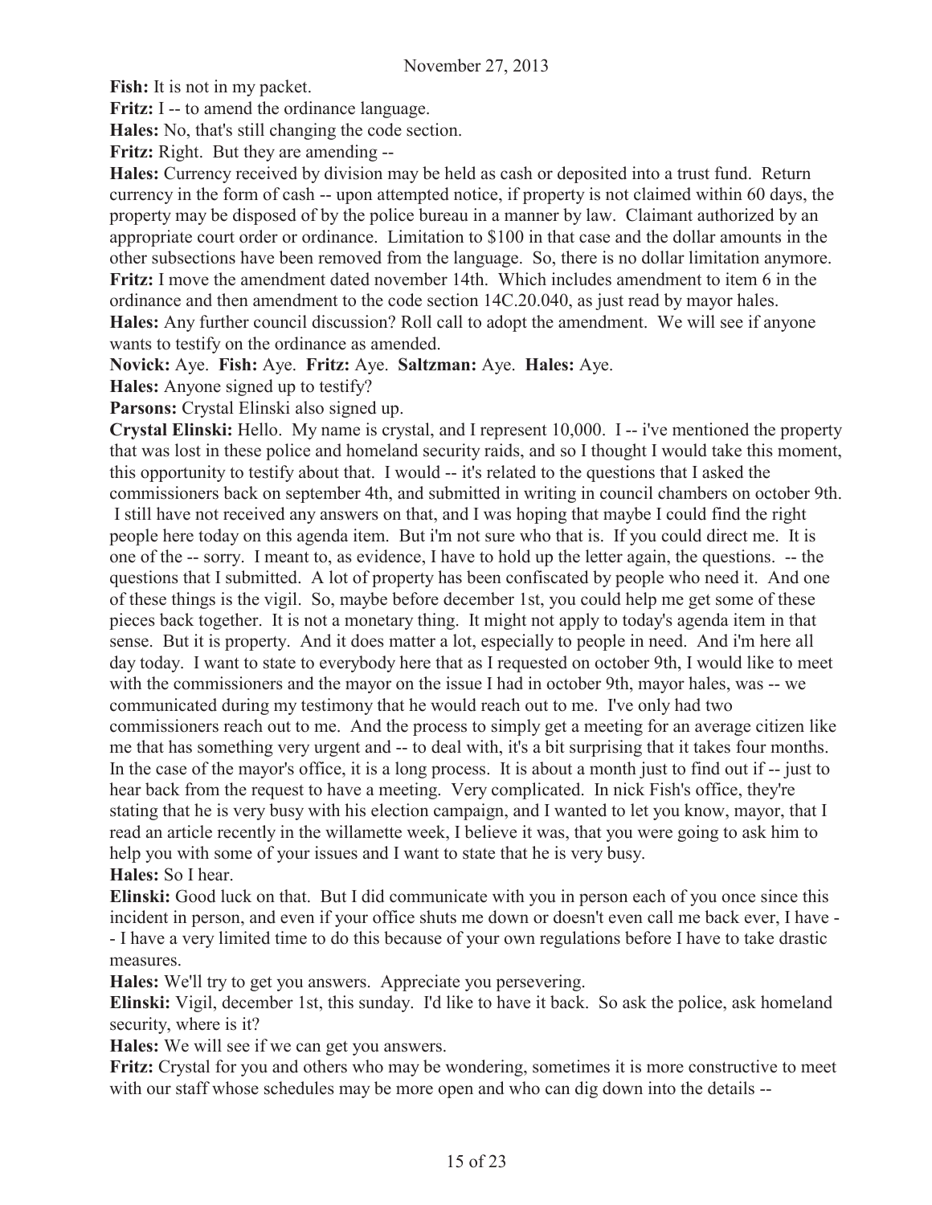**Fish:** It is not in my packet.

**Fritz:** I -- to amend the ordinance language.

**Hales:** No, that's still changing the code section.

**Fritz:** Right. But they are amending --

**Hales:** Currency received by division may be held as cash or deposited into a trust fund. Return currency in the form of cash -- upon attempted notice, if property is not claimed within 60 days, the property may be disposed of by the police bureau in a manner by law. Claimant authorized by an appropriate court order or ordinance. Limitation to $100 in that case and the dollar amounts in the other subsections have been removed from the language. So, there is no dollar limitation anymore.

**Fritz:** I move the amendment dated november 14th. Which includes amendment to item 6 in the ordinance and then amendment to the code section 14C.20.040, as just read by mayor hales.

**Hales:** Any further council discussion? Roll call to adopt the amendment. We will see if anyone wants to testify on the ordinance as amended.

**Novick:** Aye. **Fish:** Aye. **Fritz:** Aye. **Saltzman:** Aye. **Hales:** Aye.

**Hales:** Anyone signed up to testify?

**Parsons:** Crystal Elinski also signed up.

**Crystal Elinski:** Hello. My name is crystal, and I represent 10,000. I -- i've mentioned the property that was lost in these police and homeland security raids, and so I thought I would take this moment, this opportunity to testify about that. I would -- it's related to the questions that I asked the commissioners back on september 4th, and submitted in writing in council chambers on october 9th. I still have not received any answers on that, and I was hoping that maybe I could find the right people here today on this agenda item. But i'm not sure who that is. If you could direct me. It is one of the -- sorry. I meant to, as evidence, I have to hold up the letter again, the questions. -- the questions that I submitted. A lot of property has been confiscated by people who need it. And one of these things is the vigil. So, maybe before december 1st, you could help me get some of these pieces back together. It is not a monetary thing. It might not apply to today's agenda item in that sense. But it is property. And it does matter a lot, especially to people in need. And i'm here all day today. I want to state to everybody here that as I requested on october 9th, I would like to meet with the commissioners and the mayor on the issue I had in october 9th, mayor hales, was -- we communicated during my testimony that he would reach out to me. I've only had two commissioners reach out to me. And the process to simply get a meeting for an average citizen like me that has something very urgent and -- to deal with, it's a bit surprising that it takes four months. In the case of the mayor's office, it is a long process. It is about a month just to find out if -- just to hear back from the request to have a meeting. Very complicated. In nick Fish's office, they're stating that he is very busy with his election campaign, and I wanted to let you know, mayor, that I read an article recently in the willamette week, I believe it was, that you were going to ask him to help you with some of your issues and I want to state that he is very busy.

**Hales:** So I hear.

**Elinski:** Good luck on that. But I did communicate with you in person each of you once since this incident in person, and even if your office shuts me down or doesn't even call me back ever, I have -- I have a very limited time to do this because of your own regulations before I have to take drastic measures.

**Hales:** We'll try to get you answers. Appreciate you persevering.

**Elinski:** Vigil, december 1st, this sunday. I'd like to have it back. So ask the police, ask homeland security, where is it?

**Hales:** We will see if we can get you answers.

**Fritz:** Crystal for you and others who may be wondering, sometimes it is more constructive to meet with our staff whose schedules may be more open and who can dig down into the details --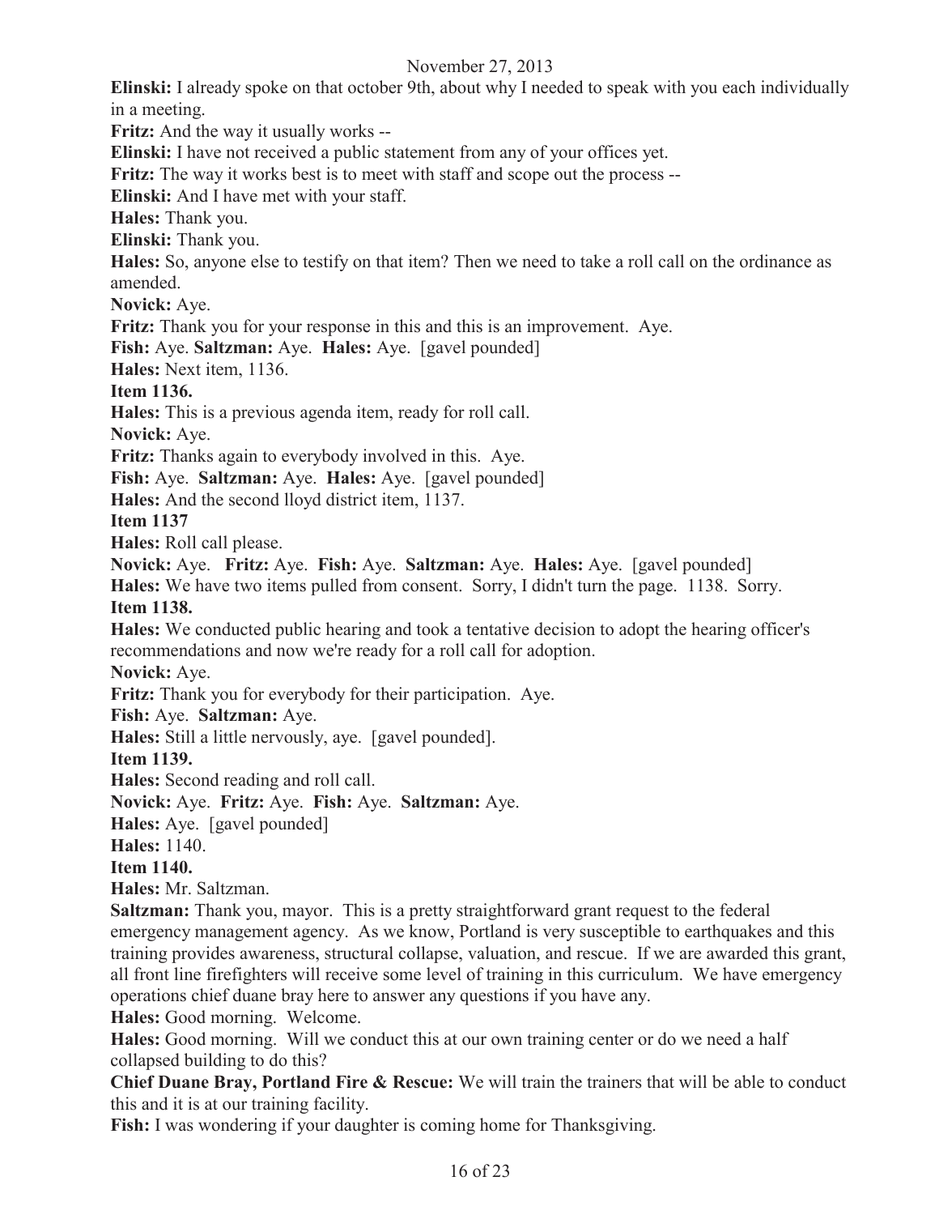**Elinski:** I already spoke on that october 9th, about why I needed to speak with you each individually in a meeting.

**Fritz:** And the way it usually works --

**Elinski:** I have not received a public statement from any of your offices yet.

**Fritz:** The way it works best is to meet with staff and scope out the process --

**Elinski:** And I have met with your staff.

**Hales:** Thank you.

**Elinski:** Thank you.

**Hales:** So, anyone else to testify on that item? Then we need to take a roll call on the ordinance as amended.

**Novick:** Aye.

**Fritz:** Thank you for your response in this and this is an improvement. Aye.

**Fish:** Aye. **Saltzman:** Aye. **Hales:** Aye. [gavel pounded]

**Hales:** Next item, 1136.

**Item 1136.**

**Hales:** This is a previous agenda item, ready for roll call.

**Novick:** Aye.

**Fritz:** Thanks again to everybody involved in this. Aye.

**Fish:** Aye. **Saltzman:** Aye. **Hales:** Aye. [gavel pounded]

**Hales:** And the second lloyd district item, 1137.

**Item 1137**

**Hales:** Roll call please.

**Novick:** Aye. **Fritz:** Aye. **Fish:** Aye. **Saltzman:** Aye. **Hales:** Aye. [gavel pounded]

**Hales:** We have two items pulled from consent. Sorry, I didn't turn the page. 1138. Sorry.

**Item 1138.**

**Hales:** We conducted public hearing and took a tentative decision to adopt the hearing officer's recommendations and now we're ready for a roll call for adoption.

**Novick:** Aye.

**Fritz:** Thank you for everybody for their participation. Aye.

**Fish:** Aye. **Saltzman:** Aye.

**Hales:** Still a little nervously, aye. [gavel pounded].

**Item 1139.**

**Hales:** Second reading and roll call.

**Novick:** Aye. **Fritz:** Aye. **Fish:** Aye. **Saltzman:** Aye.

**Hales:** Aye. [gavel pounded]

**Hales:** 1140.

**Item 1140.**

**Hales:** Mr. Saltzman.

**Saltzman:** Thank you, mayor. This is a pretty straightforward grant request to the federal emergency management agency. As we know, Portland is very susceptible to earthquakes and this training provides awareness, structural collapse, valuation, and rescue. If we are awarded this grant, all front line firefighters will receive some level of training in this curriculum. We have emergency operations chief duane bray here to answer any questions if you have any.

**Hales:** Good morning. Welcome.

**Hales:** Good morning. Will we conduct this at our own training center or do we need a half collapsed building to do this?

**Chief Duane Bray, Portland Fire & Rescue:** We will train the trainers that will be able to conduct this and it is at our training facility.

**Fish:** I was wondering if your daughter is coming home for Thanksgiving.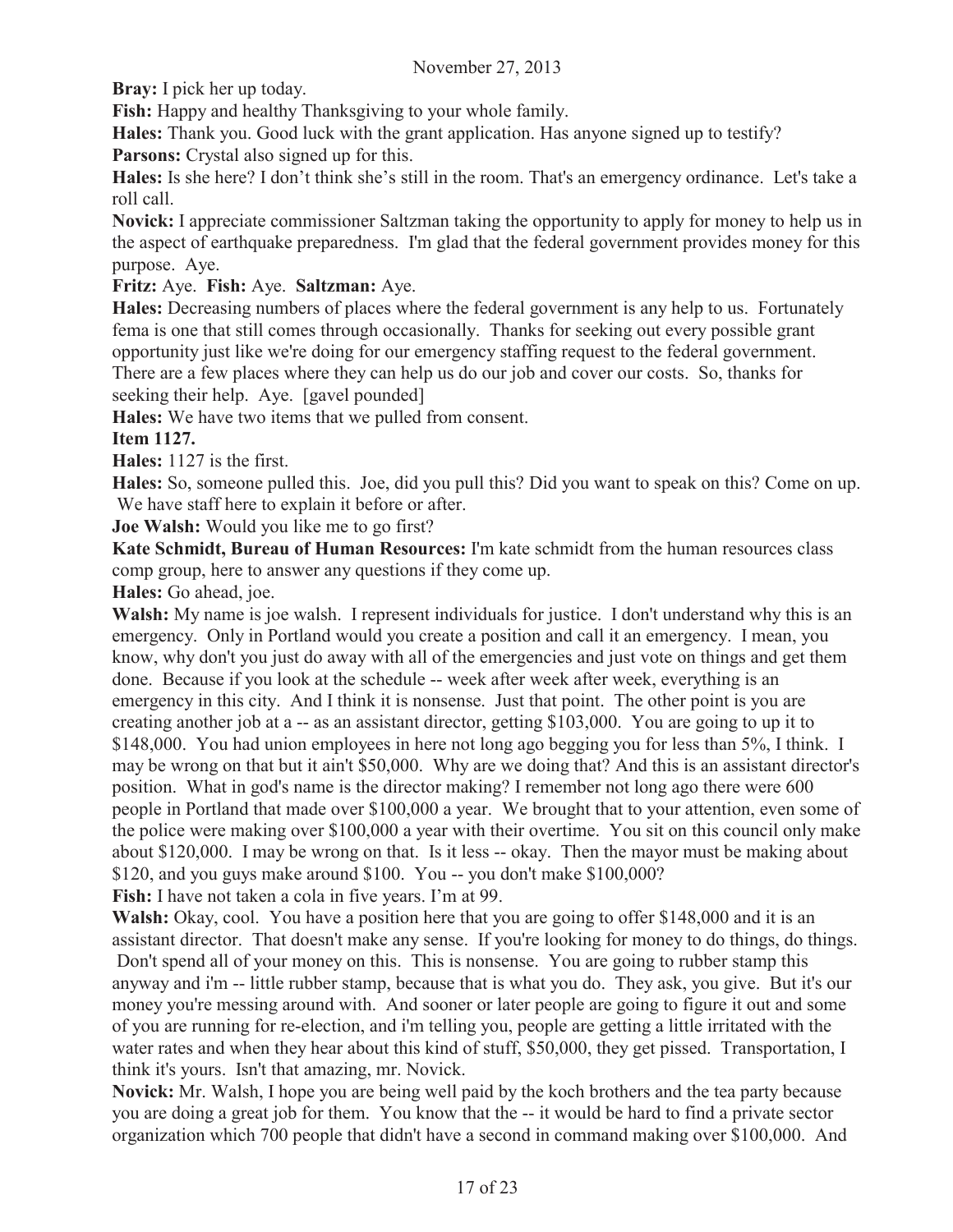**Bray:** I pick her up today.

**Fish:** Happy and healthy Thanksgiving to your whole family.

**Hales:** Thank you. Good luck with the grant application. Has anyone signed up to testify?

**Parsons:** Crystal also signed up for this.

**Hales:** Is she here? I don't think she's still in the room. That's an emergency ordinance. Let's take a roll call.

**Novick:** I appreciate commissioner Saltzman taking the opportunity to apply for money to help us in the aspect of earthquake preparedness. I'm glad that the federal government provides money for this purpose. Aye.

**Fritz:** Aye. **Fish:** Aye. **Saltzman:** Aye.

**Hales:** Decreasing numbers of places where the federal government is any help to us. Fortunately fema is one that still comes through occasionally. Thanks for seeking out every possible grant opportunity just like we're doing for our emergency staffing request to the federal government. There are a few places where they can help us do our job and cover our costs. So, thanks for seeking their help. Aye. [gavel pounded]

**Hales:** We have two items that we pulled from consent.

**Item 1127.**

**Hales:** 1127 is the first.

**Hales:** So, someone pulled this. Joe, did you pull this? Did you want to speak on this? Come on up. We have staff here to explain it before or after.

**Joe Walsh:** Would you like me to go first?

**Kate Schmidt, Bureau of Human Resources:** I'm kate schmidt from the human resources class comp group, here to answer any questions if they come up.

**Hales:** Go ahead, joe.

**Walsh:** My name is joe walsh. I represent individuals for justice. I don't understand why this is an emergency. Only in Portland would you create a position and call it an emergency. I mean, you know, why don't you just do away with all of the emergencies and just vote on things and get them done. Because if you look at the schedule -- week after week after week, everything is an emergency in this city. And I think it is nonsense. Just that point. The other point is you are creating another job at a -- as an assistant director, getting $103,000. You are going to up it to $148,000. You had union employees in here not long ago begging you for less than 5%, I think. I may be wrong on that but it ain't $50,000. Why are we doing that? And this is an assistant director's position. What in god's name is the director making? I remember not long ago there were 600 people in Portland that made over $100,000 a year. We brought that to your attention, even some of the police were making over $100,000 a year with their overtime. You sit on this council only make about $120,000. I may be wrong on that. Is it less -- okay. Then the mayor must be making about $120, and you guys make around $100. You -- you don't make $100,000?

**Fish:** I have not taken a cola in five years. I'm at 99.

**Walsh:** Okay, cool. You have a position here that you are going to offer $148,000 and it is an assistant director. That doesn't make any sense. If you're looking for money to do things, do things. Don't spend all of your money on this. This is nonsense. You are going to rubber stamp this anyway and i'm -- little rubber stamp, because that is what you do. They ask, you give. But it's our money you're messing around with. And sooner or later people are going to figure it out and some of you are running for re-election, and i'm telling you, people are getting a little irritated with the water rates and when they hear about this kind of stuff, $50,000, they get pissed. Transportation, I think it's yours. Isn't that amazing, mr. Novick.

**Novick:** Mr. Walsh, I hope you are being well paid by the koch brothers and the tea party because you are doing a great job for them. You know that the -- it would be hard to find a private sector organization which 700 people that didn't have a second in command making over $100,000. And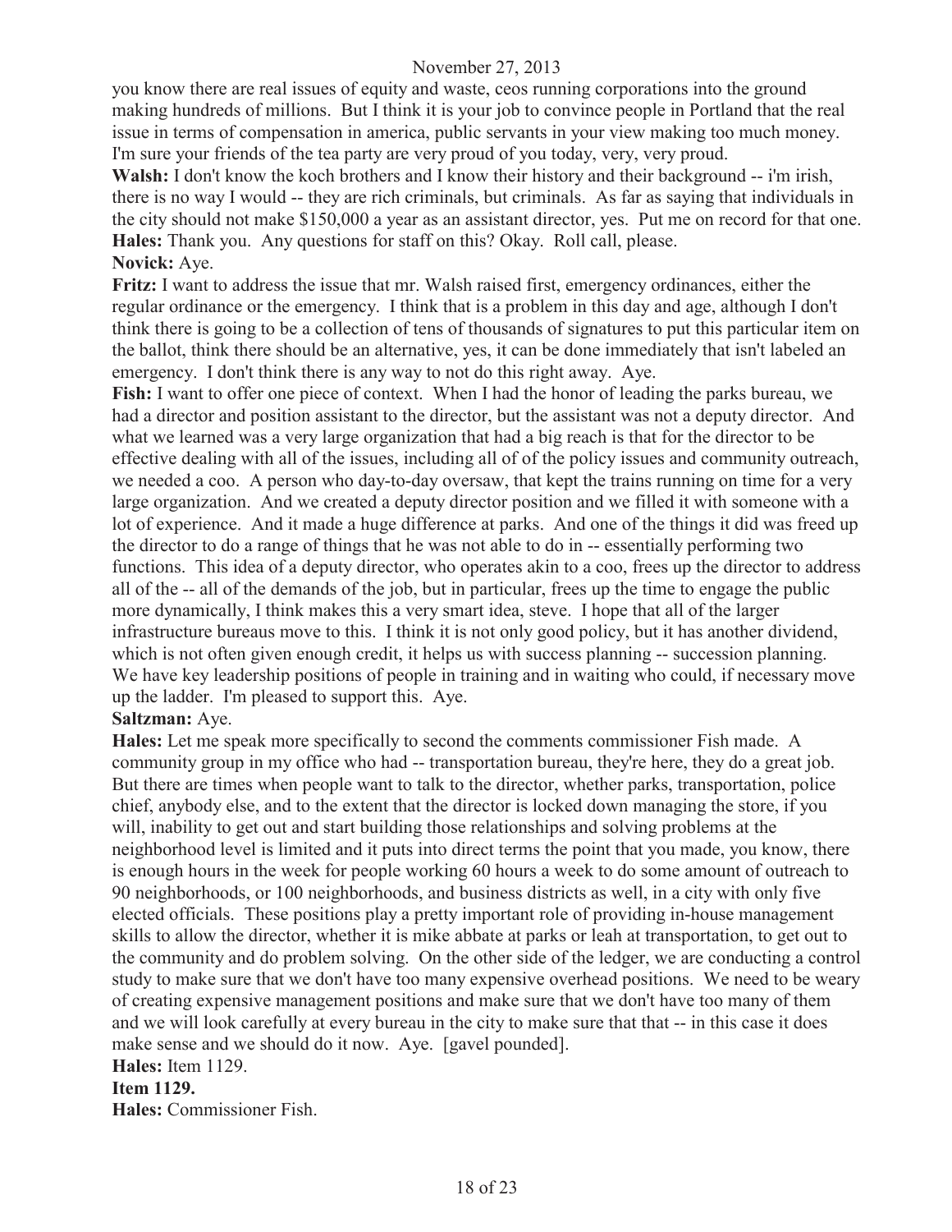you know there are real issues of equity and waste, ceos running corporations into the ground making hundreds of millions. But I think it is your job to convince people in Portland that the real issue in terms of compensation in america, public servants in your view making too much money. I'm sure your friends of the tea party are very proud of you today, very, very proud.

**Walsh:** I don't know the koch brothers and I know their history and their background -- i'm irish, there is no way I would -- they are rich criminals, but criminals. As far as saying that individuals in the city should not make $150,000 a year as an assistant director, yes. Put me on record for that one.

**Hales:** Thank you. Any questions for staff on this? Okay. Roll call, please.

**Novick:** Aye.

**Fritz:** I want to address the issue that mr. Walsh raised first, emergency ordinances, either the regular ordinance or the emergency. I think that is a problem in this day and age, although I don't think there is going to be a collection of tens of thousands of signatures to put this particular item on the ballot, think there should be an alternative, yes, it can be done immediately that isn't labeled an emergency. I don't think there is any way to not do this right away. Aye.

**Fish:** I want to offer one piece of context. When I had the honor of leading the parks bureau, we had a director and position assistant to the director, but the assistant was not a deputy director. And what we learned was a very large organization that had a big reach is that for the director to be effective dealing with all of the issues, including all of of the policy issues and community outreach, we needed a coo. A person who day-to-day oversaw, that kept the trains running on time for a very large organization. And we created a deputy director position and we filled it with someone with a lot of experience. And it made a huge difference at parks. And one of the things it did was freed up the director to do a range of things that he was not able to do in -- essentially performing two functions. This idea of a deputy director, who operates akin to a coo, frees up the director to address all of the -- all of the demands of the job, but in particular, frees up the time to engage the public more dynamically, I think makes this a very smart idea, steve. I hope that all of the larger infrastructure bureaus move to this. I think it is not only good policy, but it has another dividend, which is not often given enough credit, it helps us with success planning -- succession planning. We have key leadership positions of people in training and in waiting who could, if necessary move up the ladder. I'm pleased to support this. Aye.

**Saltzman:** Aye.

**Hales:** Let me speak more specifically to second the comments commissioner Fish made. A community group in my office who had -- transportation bureau, they're here, they do a great job. But there are times when people want to talk to the director, whether parks, transportation, police chief, anybody else, and to the extent that the director is locked down managing the store, if you will, inability to get out and start building those relationships and solving problems at the neighborhood level is limited and it puts into direct terms the point that you made, you know, there is enough hours in the week for people working 60 hours a week to do some amount of outreach to 90 neighborhoods, or 100 neighborhoods, and business districts as well, in a city with only five elected officials. These positions play a pretty important role of providing in-house management skills to allow the director, whether it is mike abbate at parks or leah at transportation, to get out to the community and do problem solving. On the other side of the ledger, we are conducting a control study to make sure that we don't have too many expensive overhead positions. We need to be weary of creating expensive management positions and make sure that we don't have too many of them and we will look carefully at every bureau in the city to make sure that that -- in this case it does make sense and we should do it now. Aye. [gavel pounded].

**Hales:** Item 1129.

**Item 1129.**

**Hales:** Commissioner Fish.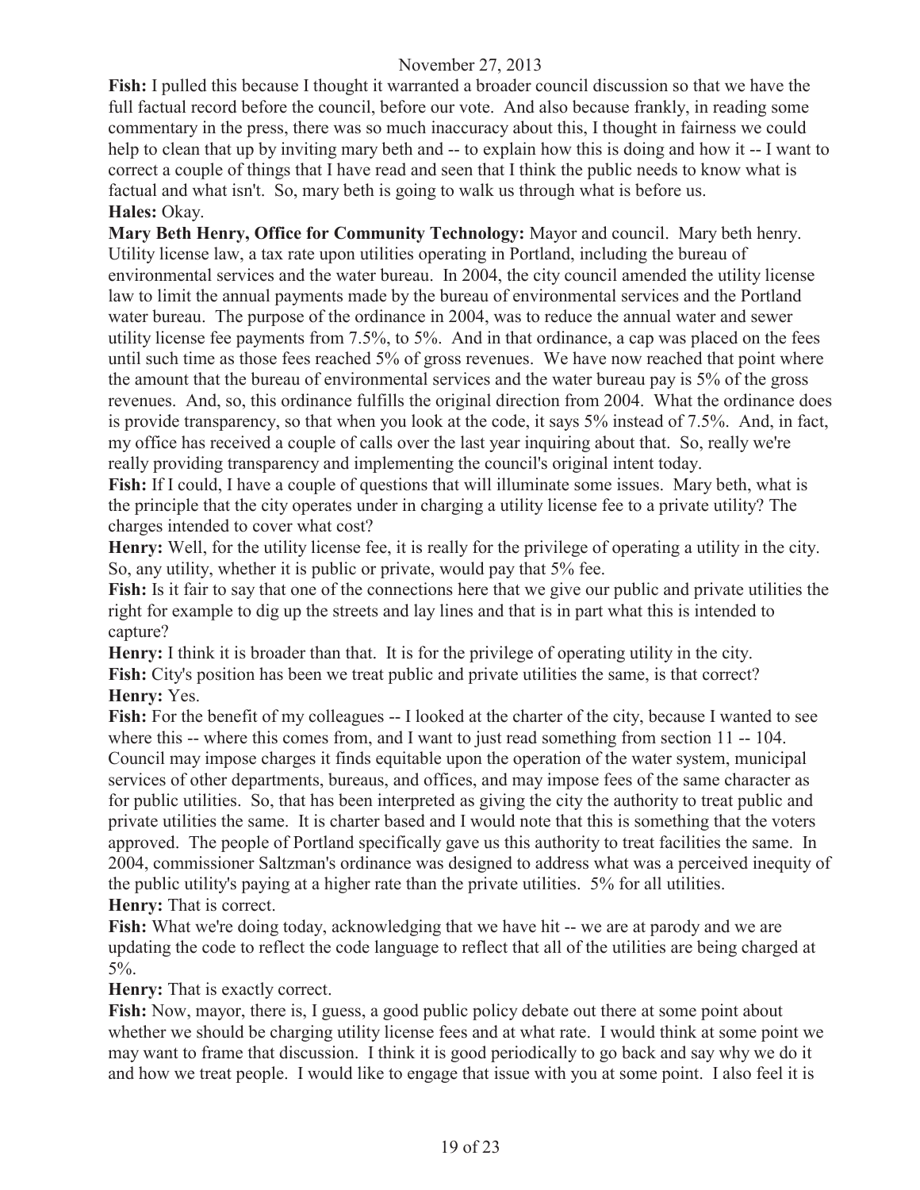**Fish:** I pulled this because I thought it warranted a broader council discussion so that we have the full factual record before the council, before our vote. And also because frankly, in reading some commentary in the press, there was so much inaccuracy about this, I thought in fairness we could help to clean that up by inviting mary beth and -- to explain how this is doing and how it -- I want to correct a couple of things that I have read and seen that I think the public needs to know what is factual and what isn't. So, mary beth is going to walk us through what is before us.

**Hales:** Okay.

**Mary Beth Henry, Office for Community Technology:** Mayor and council. Mary beth henry. Utility license law, a tax rate upon utilities operating in Portland, including the bureau of environmental services and the water bureau. In 2004, the city council amended the utility license law to limit the annual payments made by the bureau of environmental services and the Portland water bureau. The purpose of the ordinance in 2004, was to reduce the annual water and sewer utility license fee payments from 7.5%, to 5%. And in that ordinance, a cap was placed on the fees until such time as those fees reached 5% of gross revenues. We have now reached that point where the amount that the bureau of environmental services and the water bureau pay is 5% of the gross revenues. And, so, this ordinance fulfills the original direction from 2004. What the ordinance does is provide transparency, so that when you look at the code, it says 5% instead of 7.5%. And, in fact, my office has received a couple of calls over the last year inquiring about that. So, really we're really providing transparency and implementing the council's original intent today.

**Fish:** If I could, I have a couple of questions that will illuminate some issues. Mary beth, what is the principle that the city operates under in charging a utility license fee to a private utility? The charges intended to cover what cost?

**Henry:** Well, for the utility license fee, it is really for the privilege of operating a utility in the city. So, any utility, whether it is public or private, would pay that 5% fee.

**Fish:** Is it fair to say that one of the connections here that we give our public and private utilities the right for example to dig up the streets and lay lines and that is in part what this is intended to capture?

**Henry:** I think it is broader than that. It is for the privilege of operating utility in the city.

**Fish:** City's position has been we treat public and private utilities the same, is that correct?

**Henry:** Yes.

**Fish:** For the benefit of my colleagues -- I looked at the charter of the city, because I wanted to see where this -- where this comes from, and I want to just read something from section 11 -- 104. Council may impose charges it finds equitable upon the operation of the water system, municipal services of other departments, bureaus, and offices, and may impose fees of the same character as for public utilities. So, that has been interpreted as giving the city the authority to treat public and private utilities the same. It is charter based and I would note that this is something that the voters approved. The people of Portland specifically gave us this authority to treat facilities the same. In 2004, commissioner Saltzman's ordinance was designed to address what was a perceived inequity of the public utility's paying at a higher rate than the private utilities. 5% for all utilities.

**Henry:** That is correct.

**Fish:** What we're doing today, acknowledging that we have hit -- we are at parody and we are updating the code to reflect the code language to reflect that all of the utilities are being charged at 5%.

**Henry:** That is exactly correct.

**Fish:** Now, mayor, there is, I guess, a good public policy debate out there at some point about whether we should be charging utility license fees and at what rate. I would think at some point we may want to frame that discussion. I think it is good periodically to go back and say why we do it and how we treat people. I would like to engage that issue with you at some point. I also feel it is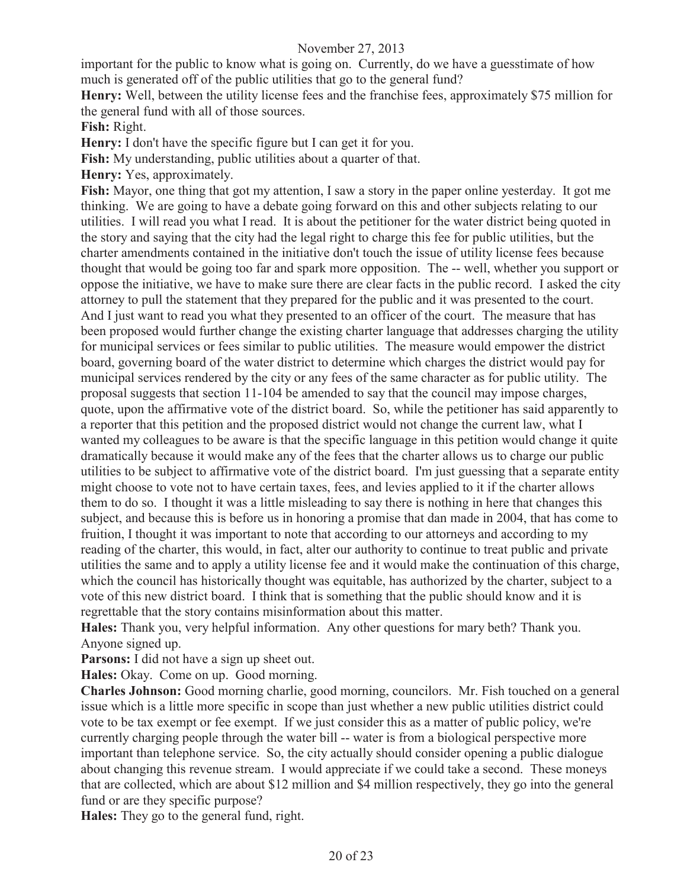important for the public to know what is going on. Currently, do we have a guesstimate of how much is generated off of the public utilities that go to the general fund?

**Henry:** Well, between the utility license fees and the franchise fees, approximately $75 million for the general fund with all of those sources.

**Fish:** Right.

**Henry:** I don't have the specific figure but I can get it for you.

**Fish:** My understanding, public utilities about a quarter of that.

**Henry:** Yes, approximately.

**Fish:** Mayor, one thing that got my attention, I saw a story in the paper online yesterday. It got me thinking. We are going to have a debate going forward on this and other subjects relating to our utilities. I will read you what I read. It is about the petitioner for the water district being quoted in the story and saying that the city had the legal right to charge this fee for public utilities, but the charter amendments contained in the initiative don't touch the issue of utility license fees because thought that would be going too far and spark more opposition. The -- well, whether you support or oppose the initiative, we have to make sure there are clear facts in the public record. I asked the city attorney to pull the statement that they prepared for the public and it was presented to the court. And I just want to read you what they presented to an officer of the court. The measure that has been proposed would further change the existing charter language that addresses charging the utility for municipal services or fees similar to public utilities. The measure would empower the district board, governing board of the water district to determine which charges the district would pay for municipal services rendered by the city or any fees of the same character as for public utility. The proposal suggests that section 11-104 be amended to say that the council may impose charges, quote, upon the affirmative vote of the district board. So, while the petitioner has said apparently to a reporter that this petition and the proposed district would not change the current law, what I wanted my colleagues to be aware is that the specific language in this petition would change it quite dramatically because it would make any of the fees that the charter allows us to charge our public utilities to be subject to affirmative vote of the district board. I'm just guessing that a separate entity might choose to vote not to have certain taxes, fees, and levies applied to it if the charter allows them to do so. I thought it was a little misleading to say there is nothing in here that changes this subject, and because this is before us in honoring a promise that dan made in 2004, that has come to fruition, I thought it was important to note that according to our attorneys and according to my reading of the charter, this would, in fact, alter our authority to continue to treat public and private utilities the same and to apply a utility license fee and it would make the continuation of this charge, which the council has historically thought was equitable, has authorized by the charter, subject to a vote of this new district board. I think that is something that the public should know and it is regrettable that the story contains misinformation about this matter.

**Hales:** Thank you, very helpful information. Any other questions for mary beth? Thank you. Anyone signed up.

**Parsons:** I did not have a sign up sheet out.

**Hales:** Okay. Come on up. Good morning.

**Charles Johnson:** Good morning charlie, good morning, councilors. Mr. Fish touched on a general issue which is a little more specific in scope than just whether a new public utilities district could vote to be tax exempt or fee exempt. If we just consider this as a matter of public policy, we're currently charging people through the water bill -- water is from a biological perspective more important than telephone service. So, the city actually should consider opening a public dialogue about changing this revenue stream. I would appreciate if we could take a second. These moneys that are collected, which are about $12 million and $4 million respectively, they go into the general fund or are they specific purpose?

**Hales:** They go to the general fund, right.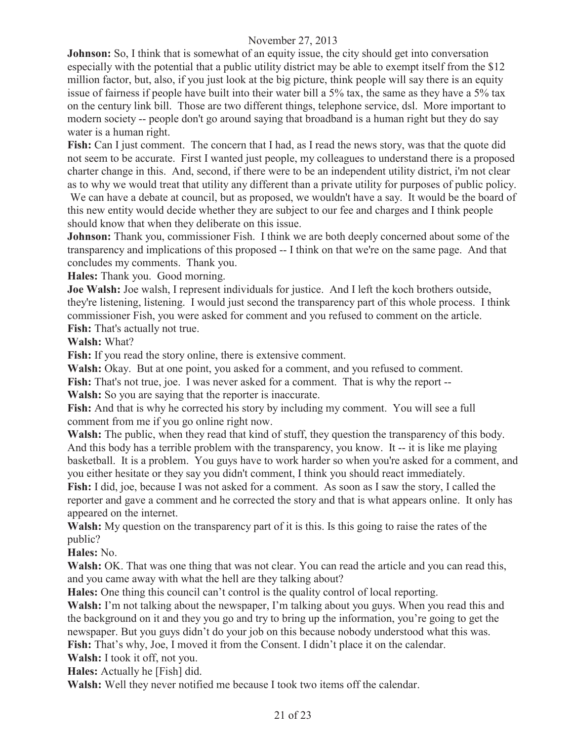**Johnson:** So, I think that is somewhat of an equity issue, the city should get into conversation especially with the potential that a public utility district may be able to exempt itself from the $12 million factor, but, also, if you just look at the big picture, think people will say there is an equity issue of fairness if people have built into their water bill a 5% tax, the same as they have a 5% tax on the century link bill. Those are two different things, telephone service, dsl. More important to modern society -- people don't go around saying that broadband is a human right but they do say water is a human right.

**Fish:** Can I just comment. The concern that I had, as I read the news story, was that the quote did not seem to be accurate. First I wanted just people, my colleagues to understand there is a proposed charter change in this. And, second, if there were to be an independent utility district, i'm not clear as to why we would treat that utility any different than a private utility for purposes of public policy. We can have a debate at council, but as proposed, we wouldn't have a say. It would be the board of this new entity would decide whether they are subject to our fee and charges and I think people should know that when they deliberate on this issue.

**Johnson:** Thank you, commissioner Fish. I think we are both deeply concerned about some of the transparency and implications of this proposed -- I think on that we're on the same page. And that concludes my comments. Thank you.

**Hales:** Thank you. Good morning.

**Joe Walsh:** Joe walsh, I represent individuals for justice. And I left the koch brothers outside, they're listening, listening. I would just second the transparency part of this whole process. I think commissioner Fish, you were asked for comment and you refused to comment on the article.

**Fish:** That's actually not true.

**Walsh:** What?

**Fish:** If you read the story online, there is extensive comment.

**Walsh:** Okay. But at one point, you asked for a comment, and you refused to comment.

**Fish:** That's not true, joe. I was never asked for a comment. That is why the report --

**Walsh:** So you are saying that the reporter is inaccurate.

**Fish:** And that is why he corrected his story by including my comment. You will see a full comment from me if you go online right now.

**Walsh:** The public, when they read that kind of stuff, they question the transparency of this body. And this body has a terrible problem with the transparency, you know. It -- it is like me playing basketball. It is a problem. You guys have to work harder so when you're asked for a comment, and you either hesitate or they say you didn't comment, I think you should react immediately.

**Fish:** I did, joe, because I was not asked for a comment. As soon as I saw the story, I called the reporter and gave a comment and he corrected the story and that is what appears online. It only has appeared on the internet.

**Walsh:** My question on the transparency part of it is this. Is this going to raise the rates of the public?

**Hales:** No.

**Walsh:** OK. That was one thing that was not clear. You can read the article and you can read this, and you came away with what the hell are they talking about?

**Hales:** One thing this council can't control is the quality control of local reporting.

**Walsh:** I'm not talking about the newspaper, I'm talking about you guys. When you read this and the background on it and they you go and try to bring up the information, you're going to get the newspaper. But you guys didn't do your job on this because nobody understood what this was.

**Fish:** That's why, Joe, I moved it from the Consent. I didn't place it on the calendar.

**Walsh:** I took it off, not you.

**Hales:** Actually he [Fish] did.

**Walsh:** Well they never notified me because I took two items off the calendar.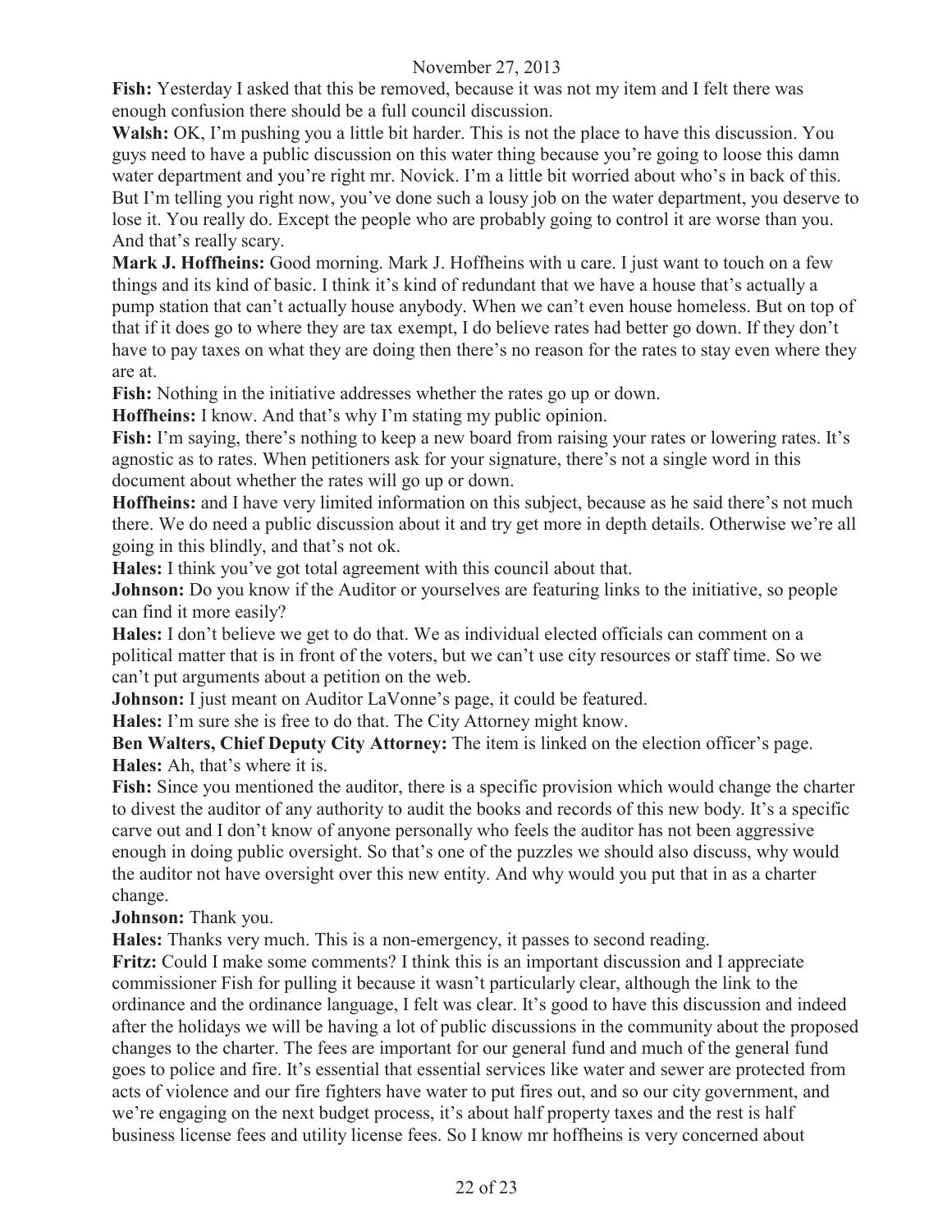**Fish:** Yesterday I asked that this be removed, because it was not my item and I felt there was enough confusion there should be a full council discussion.

**Walsh:** OK, I'm pushing you a little bit harder. This is not the place to have this discussion. You guys need to have a public discussion on this water thing because you're going to loose this damn water department and you're right mr. Novick. I'm a little bit worried about who's in back of this. But I'm telling you right now, you've done such a lousy job on the water department, you deserve to lose it. You really do. Except the people who are probably going to control it are worse than you. And that's really scary.

**Mark J. Hoffheins:** Good morning. Mark J. Hoffheins with u care. I just want to touch on a few things and its kind of basic. I think it's kind of redundant that we have a house that's actually a pump station that can't actually house anybody. When we can't even house homeless. But on top of that if it does go to where they are tax exempt, I do believe rates had better go down. If they don't have to pay taxes on what they are doing then there's no reason for the rates to stay even where they are at.

**Fish:** Nothing in the initiative addresses whether the rates go up or down.

**Hoffheins:** I know. And that's why I'm stating my public opinion.

**Fish:** I'm saying, there's nothing to keep a new board from raising your rates or lowering rates. It's agnostic as to rates. When petitioners ask for your signature, there's not a single word in this document about whether the rates will go up or down.

**Hoffheins:** and I have very limited information on this subject, because as he said there's not much there. We do need a public discussion about it and try get more in depth details. Otherwise we're all going in this blindly, and that's not ok.

**Hales:** I think you've got total agreement with this council about that.

**Johnson:** Do you know if the Auditor or yourselves are featuring links to the initiative, so people can find it more easily?

**Hales:** I don't believe we get to do that. We as individual elected officials can comment on a political matter that is in front of the voters, but we can't use city resources or staff time. So we can't put arguments about a petition on the web.

**Johnson:** I just meant on Auditor LaVonne's page, it could be featured.

**Hales:** I'm sure she is free to do that. The City Attorney might know.

**Ben Walters, Chief Deputy City Attorney:** The item is linked on the election officer's page.

**Hales:** Ah, that's where it is.

**Fish:** Since you mentioned the auditor, there is a specific provision which would change the charter to divest the auditor of any authority to audit the books and records of this new body. It's a specific carve out and I don't know of anyone personally who feels the auditor has not been aggressive enough in doing public oversight. So that's one of the puzzles we should also discuss, why would the auditor not have oversight over this new entity. And why would you put that in as a charter change.

**Johnson:** Thank you.

**Hales:** Thanks very much. This is a non-emergency, it passes to second reading.

**Fritz:** Could I make some comments? I think this is an important discussion and I appreciate commissioner Fish for pulling it because it wasn't particularly clear, although the link to the ordinance and the ordinance language, I felt was clear. It's good to have this discussion and indeed after the holidays we will be having a lot of public discussions in the community about the proposed changes to the charter. The fees are important for our general fund and much of the general fund goes to police and fire. It's essential that essential services like water and sewer are protected from acts of violence and our fire fighters have water to put fires out, and so our city government, and we're engaging on the next budget process, it's about half property taxes and the rest is half business license fees and utility license fees. So I know mr hoffheins is very concerned about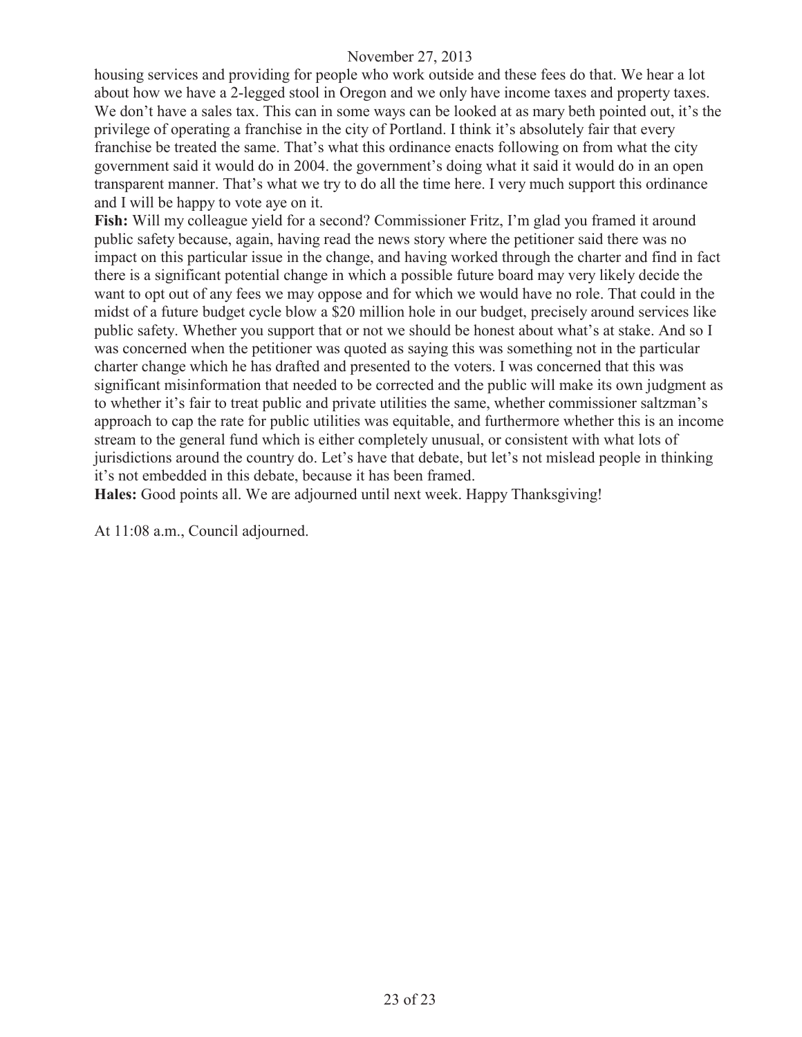housing services and providing for people who work outside and these fees do that. We hear a lot about how we have a 2-legged stool in Oregon and we only have income taxes and property taxes. We don't have a sales tax. This can in some ways can be looked at as mary beth pointed out, it's the privilege of operating a franchise in the city of Portland. I think it's absolutely fair that every franchise be treated the same. That's what this ordinance enacts following on from what the city government said it would do in 2004. the government's doing what it said it would do in an open transparent manner. That's what we try to do all the time here. I very much support this ordinance and I will be happy to vote aye on it.

**Fish:** Will my colleague yield for a second? Commissioner Fritz, I'm glad you framed it around public safety because, again, having read the news story where the petitioner said there was no impact on this particular issue in the change, and having worked through the charter and find in fact there is a significant potential change in which a possible future board may very likely decide the want to opt out of any fees we may oppose and for which we would have no role. That could in the midst of a future budget cycle blow a $20 million hole in our budget, precisely around services like public safety. Whether you support that or not we should be honest about what's at stake. And so I was concerned when the petitioner was quoted as saying this was something not in the particular charter change which he has drafted and presented to the voters. I was concerned that this was significant misinformation that needed to be corrected and the public will make its own judgment as to whether it's fair to treat public and private utilities the same, whether commissioner saltzman's approach to cap the rate for public utilities was equitable, and furthermore whether this is an income stream to the general fund which is either completely unusual, or consistent with what lots of jurisdictions around the country do. Let's have that debate, but let's not mislead people in thinking it's not embedded in this debate, because it has been framed.

**Hales:** Good points all. We are adjourned until next week. Happy Thanksgiving!

At 11:08 a.m., Council adjourned.